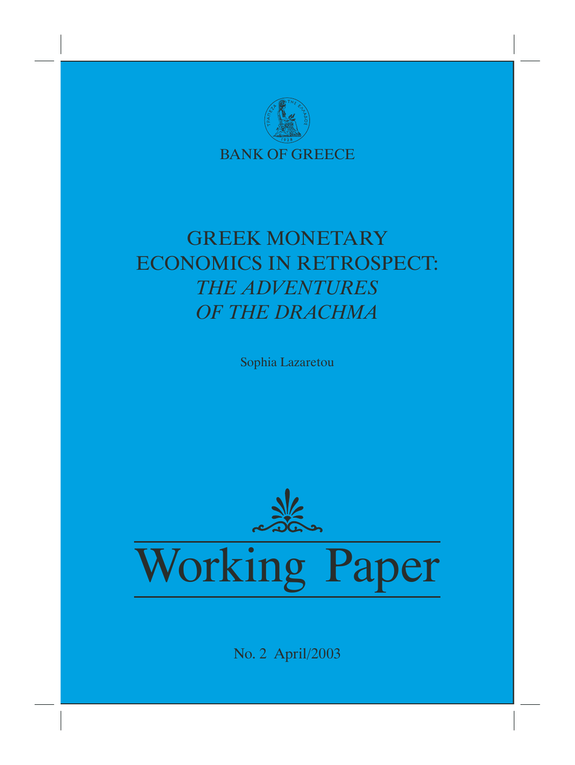BANK OF GREECE

# GREEK MONETARY ECONOMICS IN RETROSPECT: *THE ADVENTURES OF THE DRACHMA*

Sophia Lazaretou

# Working Paper

No. 2 April/2003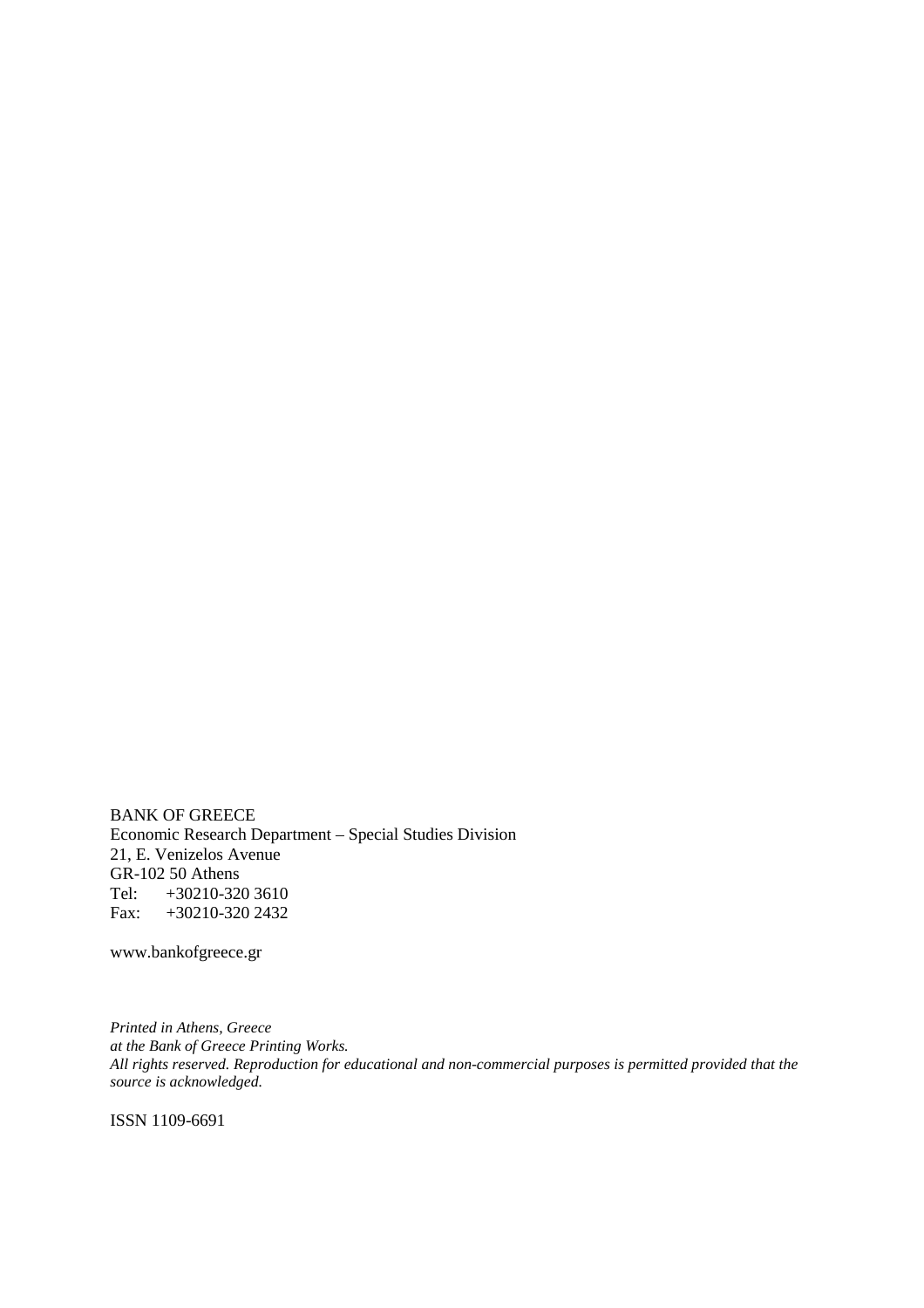BANK OF GREECE  
Economic Research Department – Special Studies Division  
21, E. Venizelos Avenue  
GR-102 50 Athens  
Tel: +30210-320 3610  
Fax: +30210-320 2432

www.bankofgreece.gr

*Printed in Athens, Greece*  
*at the Bank of Greece Printing Works.*  
*All rights reserved. Reproduction for educational and non-commercial purposes is permitted provided that the source is acknowledged.*

ISSN 1109-6691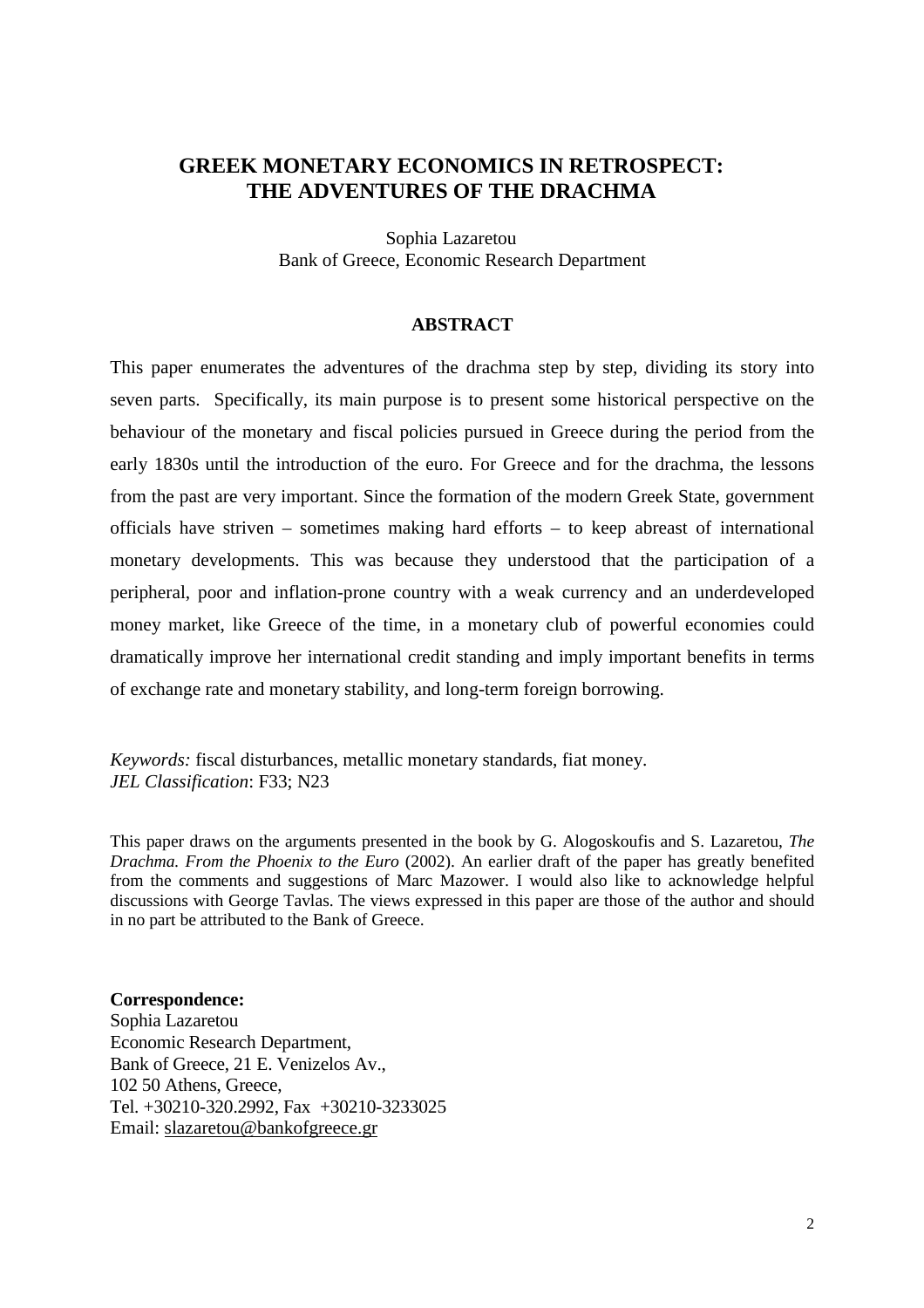# GREEK MONETARY ECONOMICS IN RETROSPECT: THE ADVENTURES OF THE DRACHMA

Sophia Lazaretou
Bank of Greece, Economic Research Department

## ABSTRACT

This paper enumerates the adventures of the drachma step by step, dividing its story into seven parts. Specifically, its main purpose is to present some historical perspective on the behaviour of the monetary and fiscal policies pursued in Greece during the period from the early 1830s until the introduction of the euro. For Greece and for the drachma, the lessons from the past are very important. Since the formation of the modern Greek State, government officials have striven – sometimes making hard efforts – to keep abreast of international monetary developments. This was because they understood that the participation of a peripheral, poor and inflation-prone country with a weak currency and an underdeveloped money market, like Greece of the time, in a monetary club of powerful economies could dramatically improve her international credit standing and imply important benefits in terms of exchange rate and monetary stability, and long-term foreign borrowing.

*Keywords:* fiscal disturbances, metallic monetary standards, fiat money.
*JEL Classification*: F33; N23

This paper draws on the arguments presented in the book by G. Alogoskoufis and S. Lazaretou, *The Drachma. From the Phoenix to the Euro* (2002). An earlier draft of the paper has greatly benefited from the comments and suggestions of Marc Mazower. I would also like to acknowledge helpful discussions with George Tavlas. The views expressed in this paper are those of the author and should in no part be attributed to the Bank of Greece.

**Correspondence:**
Sophia Lazaretou
Economic Research Department,
Bank of Greece, 21 E. Venizelos Av.,
102 50 Athens, Greece,
Tel. +30210-320.2992, Fax +30210-3233025
Email: slazaretou@bankofgreece.gr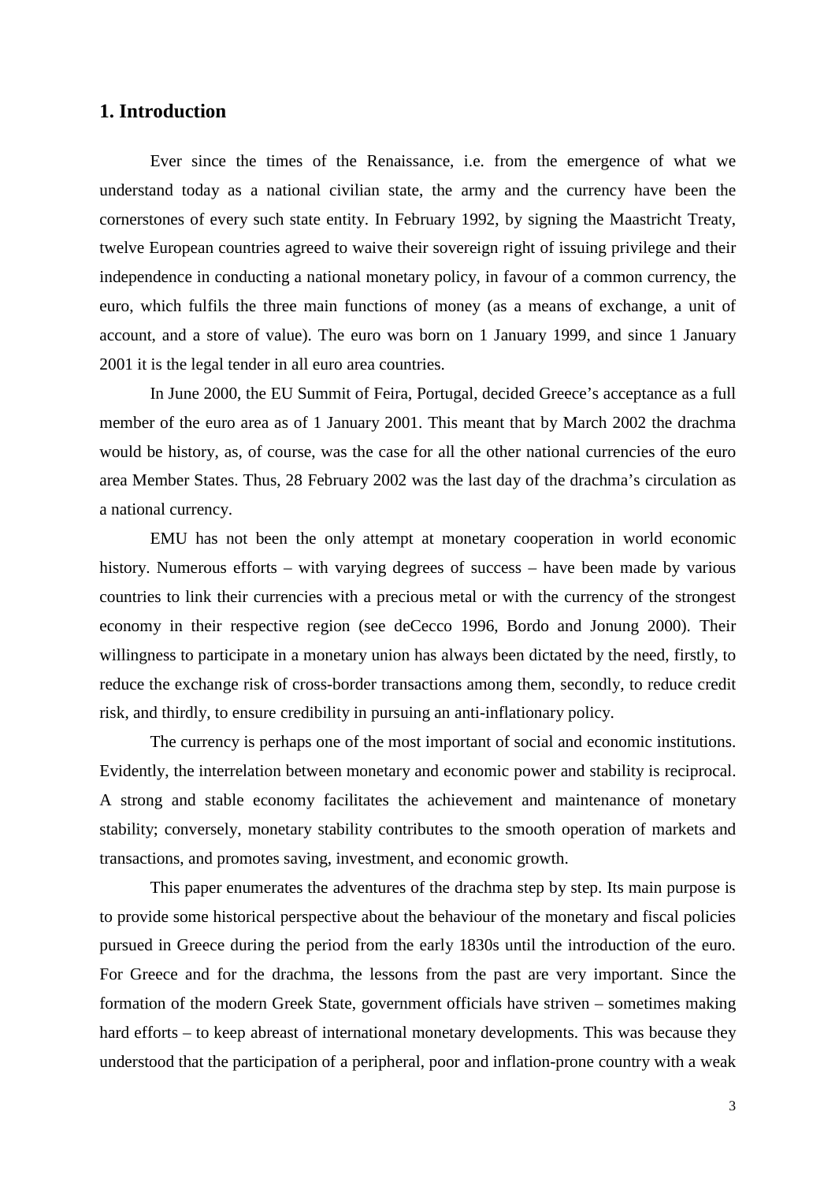## 1. Introduction

Ever since the times of the Renaissance, i.e. from the emergence of what we understand today as a national civilian state, the army and the currency have been the cornerstones of every such state entity. In February 1992, by signing the Maastricht Treaty, twelve European countries agreed to waive their sovereign right of issuing privilege and their independence in conducting a national monetary policy, in favour of a common currency, the euro, which fulfils the three main functions of money (as a means of exchange, a unit of account, and a store of value). The euro was born on 1 January 1999, and since 1 January 2001 it is the legal tender in all euro area countries.

In June 2000, the EU Summit of Feira, Portugal, decided Greece's acceptance as a full member of the euro area as of 1 January 2001. This meant that by March 2002 the drachma would be history, as, of course, was the case for all the other national currencies of the euro area Member States. Thus, 28 February 2002 was the last day of the drachma's circulation as a national currency.

EMU has not been the only attempt at monetary cooperation in world economic history. Numerous efforts – with varying degrees of success – have been made by various countries to link their currencies with a precious metal or with the currency of the strongest economy in their respective region (see deCecco 1996, Bordo and Jonung 2000). Their willingness to participate in a monetary union has always been dictated by the need, firstly, to reduce the exchange risk of cross-border transactions among them, secondly, to reduce credit risk, and thirdly, to ensure credibility in pursuing an anti-inflationary policy.

The currency is perhaps one of the most important of social and economic institutions. Evidently, the interrelation between monetary and economic power and stability is reciprocal. A strong and stable economy facilitates the achievement and maintenance of monetary stability; conversely, monetary stability contributes to the smooth operation of markets and transactions, and promotes saving, investment, and economic growth.

This paper enumerates the adventures of the drachma step by step. Its main purpose is to provide some historical perspective about the behaviour of the monetary and fiscal policies pursued in Greece during the period from the early 1830s until the introduction of the euro. For Greece and for the drachma, the lessons from the past are very important. Since the formation of the modern Greek State, government officials have striven – sometimes making hard efforts – to keep abreast of international monetary developments. This was because they understood that the participation of a peripheral, poor and inflation-prone country with a weak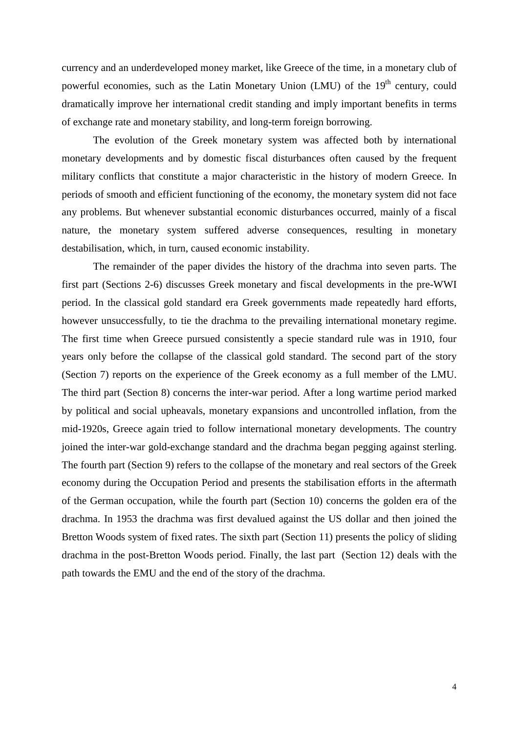currency and an underdeveloped money market, like Greece of the time, in a monetary club of powerful economies, such as the Latin Monetary Union (LMU) of the 19$^{th}$ century, could dramatically improve her international credit standing and imply important benefits in terms of exchange rate and monetary stability, and long-term foreign borrowing.

The evolution of the Greek monetary system was affected both by international monetary developments and by domestic fiscal disturbances often caused by the frequent military conflicts that constitute a major characteristic in the history of modern Greece. In periods of smooth and efficient functioning of the economy, the monetary system did not face any problems. But whenever substantial economic disturbances occurred, mainly of a fiscal nature, the monetary system suffered adverse consequences, resulting in monetary destabilisation, which, in turn, caused economic instability.

The remainder of the paper divides the history of the drachma into seven parts. The first part (Sections 2-6) discusses Greek monetary and fiscal developments in the pre-WWI period. In the classical gold standard era Greek governments made repeatedly hard efforts, however unsuccessfully, to tie the drachma to the prevailing international monetary regime. The first time when Greece pursued consistently a specie standard rule was in 1910, four years only before the collapse of the classical gold standard. The second part of the story (Section 7) reports on the experience of the Greek economy as a full member of the LMU. The third part (Section 8) concerns the inter-war period. After a long wartime period marked by political and social upheavals, monetary expansions and uncontrolled inflation, from the mid-1920s, Greece again tried to follow international monetary developments. The country joined the inter-war gold-exchange standard and the drachma began pegging against sterling. The fourth part (Section 9) refers to the collapse of the monetary and real sectors of the Greek economy during the Occupation Period and presents the stabilisation efforts in the aftermath of the German occupation, while the fourth part (Section 10) concerns the golden era of the drachma. In 1953 the drachma was first devalued against the US dollar and then joined the Bretton Woods system of fixed rates. The sixth part (Section 11) presents the policy of sliding drachma in the post-Bretton Woods period. Finally, the last part (Section 12) deals with the path towards the EMU and the end of the story of the drachma.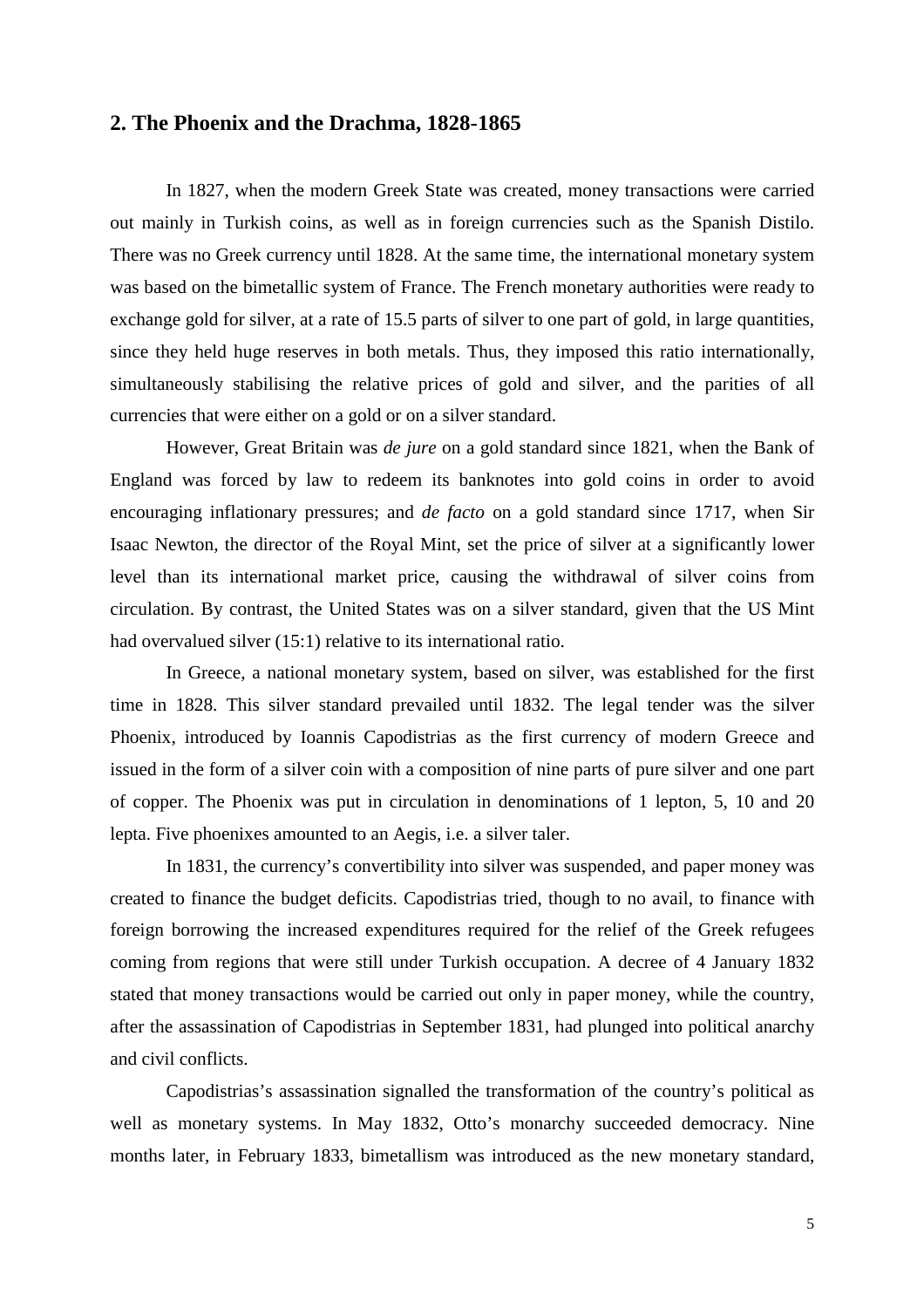## 2. The Phoenix and the Drachma, 1828-1865

In 1827, when the modern Greek State was created, money transactions were carried out mainly in Turkish coins, as well as in foreign currencies such as the Spanish Distilo. There was no Greek currency until 1828. At the same time, the international monetary system was based on the bimetallic system of France. The French monetary authorities were ready to exchange gold for silver, at a rate of 15.5 parts of silver to one part of gold, in large quantities, since they held huge reserves in both metals. Thus, they imposed this ratio internationally, simultaneously stabilising the relative prices of gold and silver, and the parities of all currencies that were either on a gold or on a silver standard.

However, Great Britain was *de jure* on a gold standard since 1821, when the Bank of England was forced by law to redeem its banknotes into gold coins in order to avoid encouraging inflationary pressures; and *de facto* on a gold standard since 1717, when Sir Isaac Newton, the director of the Royal Mint, set the price of silver at a significantly lower level than its international market price, causing the withdrawal of silver coins from circulation. By contrast, the United States was on a silver standard, given that the US Mint had overvalued silver (15:1) relative to its international ratio.

In Greece, a national monetary system, based on silver, was established for the first time in 1828. This silver standard prevailed until 1832. The legal tender was the silver Phoenix, introduced by Ioannis Capodistrias as the first currency of modern Greece and issued in the form of a silver coin with a composition of nine parts of pure silver and one part of copper. The Phoenix was put in circulation in denominations of 1 lepton, 5, 10 and 20 lepta. Five phoenixes amounted to an Aegis, i.e. a silver taler.

In 1831, the currency's convertibility into silver was suspended, and paper money was created to finance the budget deficits. Capodistrias tried, though to no avail, to finance with foreign borrowing the increased expenditures required for the relief of the Greek refugees coming from regions that were still under Turkish occupation. A decree of 4 January 1832 stated that money transactions would be carried out only in paper money, while the country, after the assassination of Capodistrias in September 1831, had plunged into political anarchy and civil conflicts.

Capodistrias's assassination signalled the transformation of the country's political as well as monetary systems. In May 1832, Otto's monarchy succeeded democracy. Nine months later, in February 1833, bimetallism was introduced as the new monetary standard,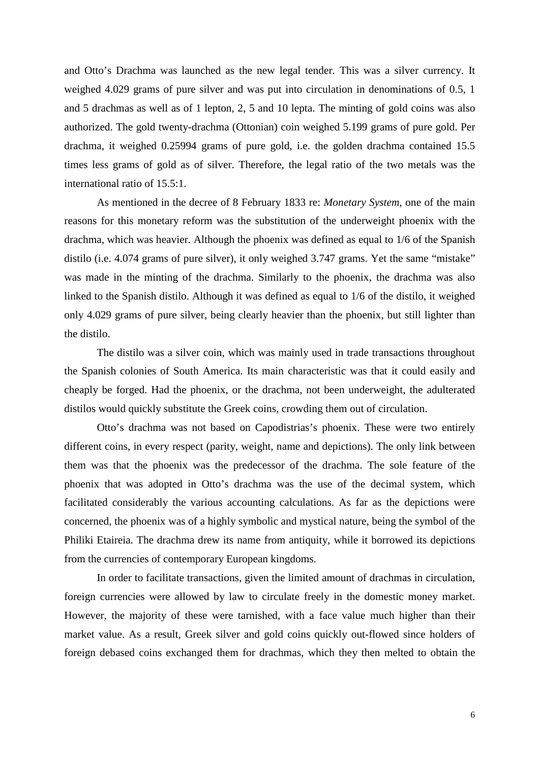and Otto's Drachma was launched as the new legal tender. This was a silver currency. It weighed 4.029 grams of pure silver and was put into circulation in denominations of 0.5, 1 and 5 drachmas as well as of 1 lepton, 2, 5 and 10 lepta. The minting of gold coins was also authorized. The gold twenty-drachma (Ottonian) coin weighed 5.199 grams of pure gold. Per drachma, it weighed 0.25994 grams of pure gold, i.e. the golden drachma contained 15.5 times less grams of gold as of silver. Therefore, the legal ratio of the two metals was the international ratio of 15.5:1.

As mentioned in the decree of 8 February 1833 re: *Monetary System*, one of the main reasons for this monetary reform was the substitution of the underweight phoenix with the drachma, which was heavier. Although the phoenix was defined as equal to 1/6 of the Spanish distilo (i.e. 4.074 grams of pure silver), it only weighed 3.747 grams. Yet the same "mistake" was made in the minting of the drachma. Similarly to the phoenix, the drachma was also linked to the Spanish distilo. Although it was defined as equal to 1/6 of the distilo, it weighed only 4.029 grams of pure silver, being clearly heavier than the phoenix, but still lighter than the distilo.

The distilo was a silver coin, which was mainly used in trade transactions throughout the Spanish colonies of South America. Its main characteristic was that it could easily and cheaply be forged. Had the phoenix, or the drachma, not been underweight, the adulterated distilos would quickly substitute the Greek coins, crowding them out of circulation.

Otto's drachma was not based on Capodistrias's phoenix. These were two entirely different coins, in every respect (parity, weight, name and depictions). The only link between them was that the phoenix was the predecessor of the drachma. The sole feature of the phoenix that was adopted in Otto's drachma was the use of the decimal system, which facilitated considerably the various accounting calculations. As far as the depictions were concerned, the phoenix was of a highly symbolic and mystical nature, being the symbol of the Philiki Etaireia. The drachma drew its name from antiquity, while it borrowed its depictions from the currencies of contemporary European kingdoms.

In order to facilitate transactions, given the limited amount of drachmas in circulation, foreign currencies were allowed by law to circulate freely in the domestic money market. However, the majority of these were tarnished, with a face value much higher than their market value. As a result, Greek silver and gold coins quickly out-flowed since holders of foreign debased coins exchanged them for drachmas, which they then melted to obtain the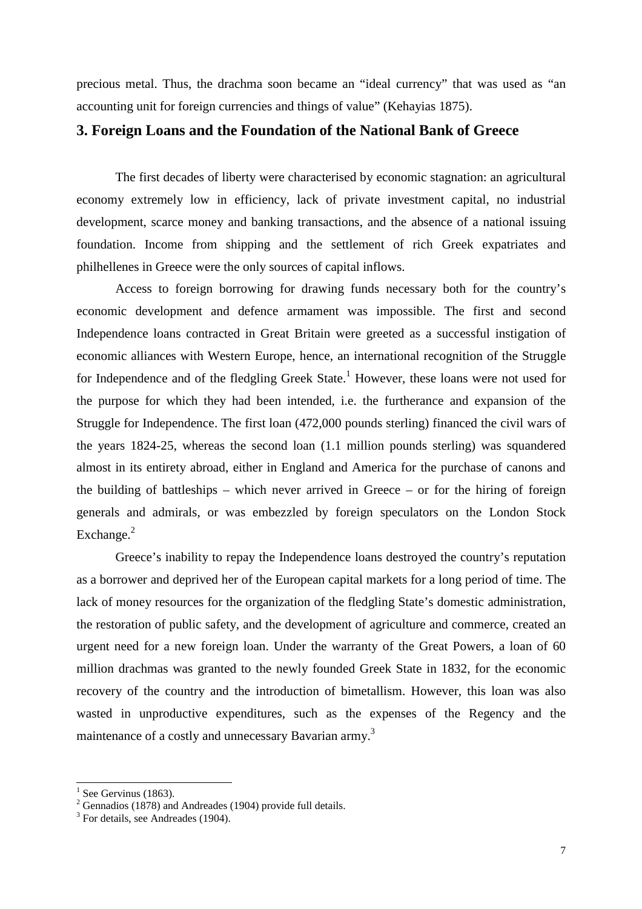precious metal. Thus, the drachma soon became an "ideal currency" that was used as "an accounting unit for foreign currencies and things of value" (Kehayias 1875).

## 3. Foreign Loans and the Foundation of the National Bank of Greece

The first decades of liberty were characterised by economic stagnation: an agricultural economy extremely low in efficiency, lack of private investment capital, no industrial development, scarce money and banking transactions, and the absence of a national issuing foundation. Income from shipping and the settlement of rich Greek expatriates and philhellenes in Greece were the only sources of capital inflows.

Access to foreign borrowing for drawing funds necessary both for the country's economic development and defence armament was impossible. The first and second Independence loans contracted in Great Britain were greeted as a successful instigation of economic alliances with Western Europe, hence, an international recognition of the Struggle for Independence and of the fledgling Greek State.[1] However, these loans were not used for the purpose for which they had been intended, i.e. the furtherance and expansion of the Struggle for Independence. The first loan (472,000 pounds sterling) financed the civil wars of the years 1824-25, whereas the second loan (1.1 million pounds sterling) was squandered almost in its entirety abroad, either in England and America for the purchase of canons and the building of battleships – which never arrived in Greece – or for the hiring of foreign generals and admirals, or was embezzled by foreign speculators on the London Stock Exchange.[2]

Greece's inability to repay the Independence loans destroyed the country's reputation as a borrower and deprived her of the European capital markets for a long period of time. The lack of money resources for the organization of the fledgling State's domestic administration, the restoration of public safety, and the development of agriculture and commerce, created an urgent need for a new foreign loan. Under the warranty of the Great Powers, a loan of 60 million drachmas was granted to the newly founded Greek State in 1832, for the economic recovery of the country and the introduction of bimetallism. However, this loan was also wasted in unproductive expenditures, such as the expenses of the Regency and the maintenance of a costly and unnecessary Bavarian army.[3]

---

[1] See Gervinus (1863).

[2] Gennadios (1878) and Andreades (1904) provide full details.

[3] For details, see Andreades (1904).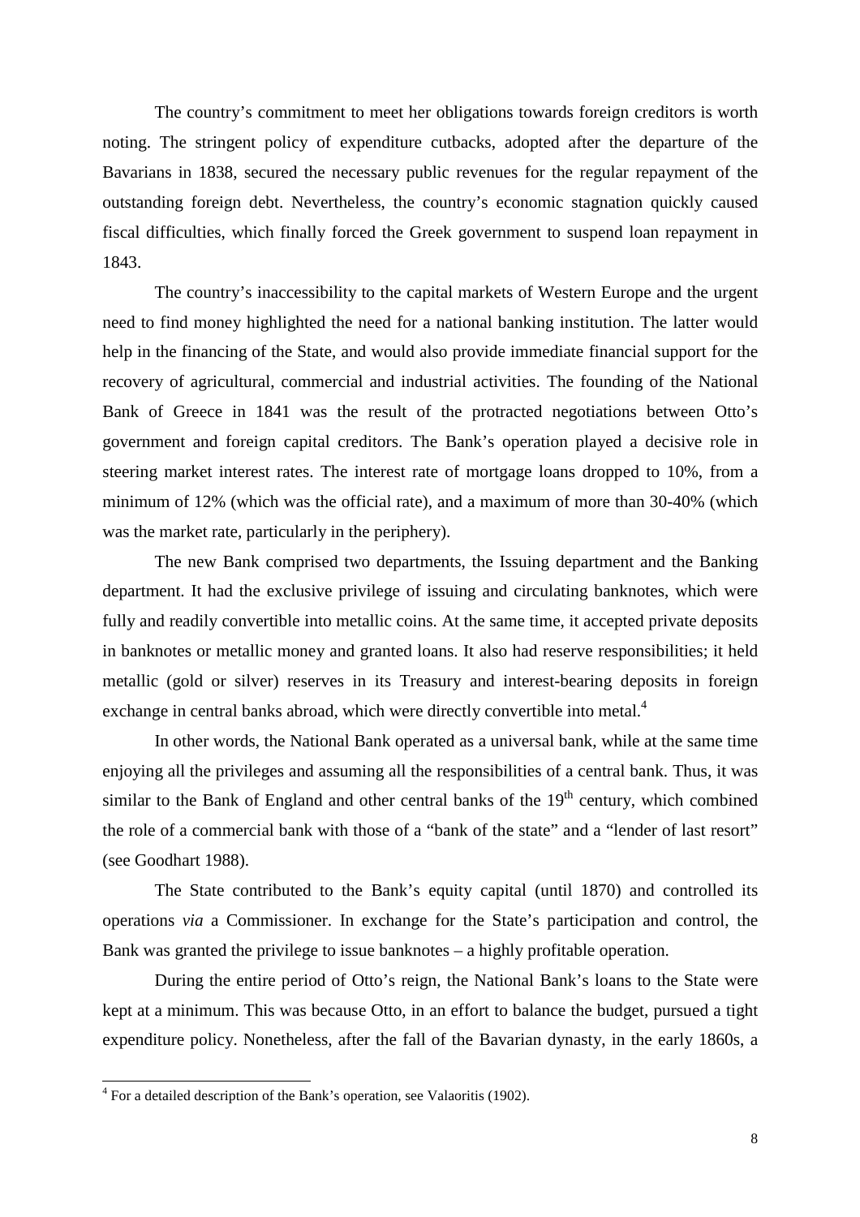The country's commitment to meet her obligations towards foreign creditors is worth noting. The stringent policy of expenditure cutbacks, adopted after the departure of the Bavarians in 1838, secured the necessary public revenues for the regular repayment of the outstanding foreign debt. Nevertheless, the country's economic stagnation quickly caused fiscal difficulties, which finally forced the Greek government to suspend loan repayment in 1843.

The country's inaccessibility to the capital markets of Western Europe and the urgent need to find money highlighted the need for a national banking institution. The latter would help in the financing of the State, and would also provide immediate financial support for the recovery of agricultural, commercial and industrial activities. The founding of the National Bank of Greece in 1841 was the result of the protracted negotiations between Otto's government and foreign capital creditors. The Bank's operation played a decisive role in steering market interest rates. The interest rate of mortgage loans dropped to 10%, from a minimum of 12% (which was the official rate), and a maximum of more than 30-40% (which was the market rate, particularly in the periphery).

The new Bank comprised two departments, the Issuing department and the Banking department. It had the exclusive privilege of issuing and circulating banknotes, which were fully and readily convertible into metallic coins. At the same time, it accepted private deposits in banknotes or metallic money and granted loans. It also had reserve responsibilities; it held metallic (gold or silver) reserves in its Treasury and interest-bearing deposits in foreign exchange in central banks abroad, which were directly convertible into metal.[4]

In other words, the National Bank operated as a universal bank, while at the same time enjoying all the privileges and assuming all the responsibilities of a central bank. Thus, it was similar to the Bank of England and other central banks of the 19th century, which combined the role of a commercial bank with those of a "bank of the state" and a "lender of last resort" (see Goodhart 1988).

The State contributed to the Bank's equity capital (until 1870) and controlled its operations *via* a Commissioner. In exchange for the State's participation and control, the Bank was granted the privilege to issue banknotes – a highly profitable operation.

During the entire period of Otto's reign, the National Bank's loans to the State were kept at a minimum. This was because Otto, in an effort to balance the budget, pursued a tight expenditure policy. Nonetheless, after the fall of the Bavarian dynasty, in the early 1860s, a

[4] For a detailed description of the Bank's operation, see Valaoritis (1902).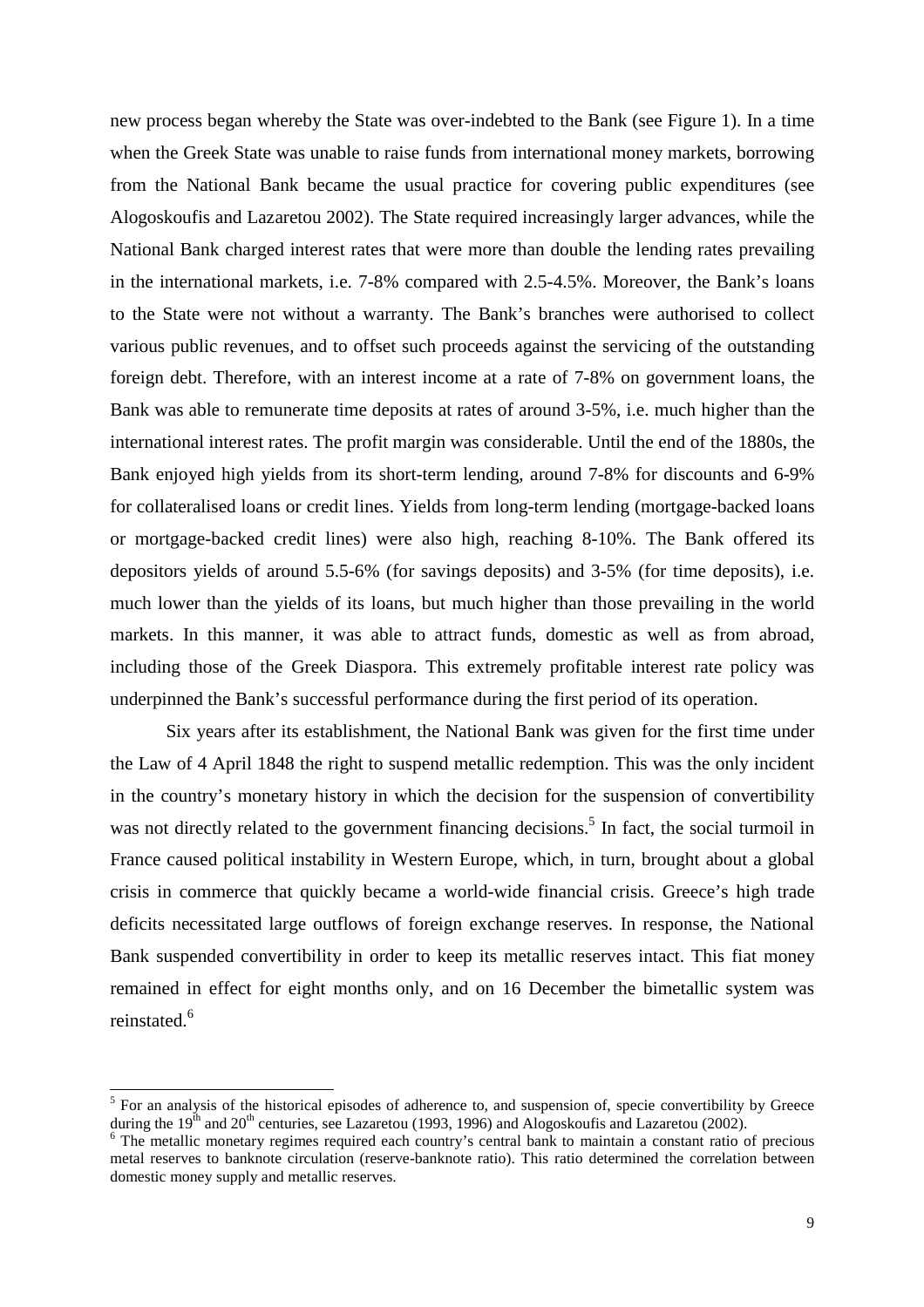new process began whereby the State was over-indebted to the Bank (see Figure 1). In a time when the Greek State was unable to raise funds from international money markets, borrowing from the National Bank became the usual practice for covering public expenditures (see Alogoskoufis and Lazaretou 2002). The State required increasingly larger advances, while the National Bank charged interest rates that were more than double the lending rates prevailing in the international markets, i.e. 7-8% compared with 2.5-4.5%. Moreover, the Bank's loans to the State were not without a warranty. The Bank's branches were authorised to collect various public revenues, and to offset such proceeds against the servicing of the outstanding foreign debt. Therefore, with an interest income at a rate of 7-8% on government loans, the Bank was able to remunerate time deposits at rates of around 3-5%, i.e. much higher than the international interest rates. The profit margin was considerable. Until the end of the 1880s, the Bank enjoyed high yields from its short-term lending, around 7-8% for discounts and 6-9% for collateralised loans or credit lines. Yields from long-term lending (mortgage-backed loans or mortgage-backed credit lines) were also high, reaching 8-10%. The Bank offered its depositors yields of around 5.5-6% (for savings deposits) and 3-5% (for time deposits), i.e. much lower than the yields of its loans, but much higher than those prevailing in the world markets. In this manner, it was able to attract funds, domestic as well as from abroad, including those of the Greek Diaspora. This extremely profitable interest rate policy was underpinned the Bank's successful performance during the first period of its operation.

Six years after its establishment, the National Bank was given for the first time under the Law of 4 April 1848 the right to suspend metallic redemption. This was the only incident in the country's monetary history in which the decision for the suspension of convertibility was not directly related to the government financing decisions.[5] In fact, the social turmoil in France caused political instability in Western Europe, which, in turn, brought about a global crisis in commerce that quickly became a world-wide financial crisis. Greece's high trade deficits necessitated large outflows of foreign exchange reserves. In response, the National Bank suspended convertibility in order to keep its metallic reserves intact. This fiat money remained in effect for eight months only, and on 16 December the bimetallic system was reinstated.[6]

---

[5] For an analysis of the historical episodes of adherence to, and suspension of, specie convertibility by Greece during the 19th and 20th centuries, see Lazaretou (1993, 1996) and Alogoskoufis and Lazaretou (2002).

[6] The metallic monetary regimes required each country's central bank to maintain a constant ratio of precious metal reserves to banknote circulation (reserve-banknote ratio). This ratio determined the correlation between domestic money supply and metallic reserves.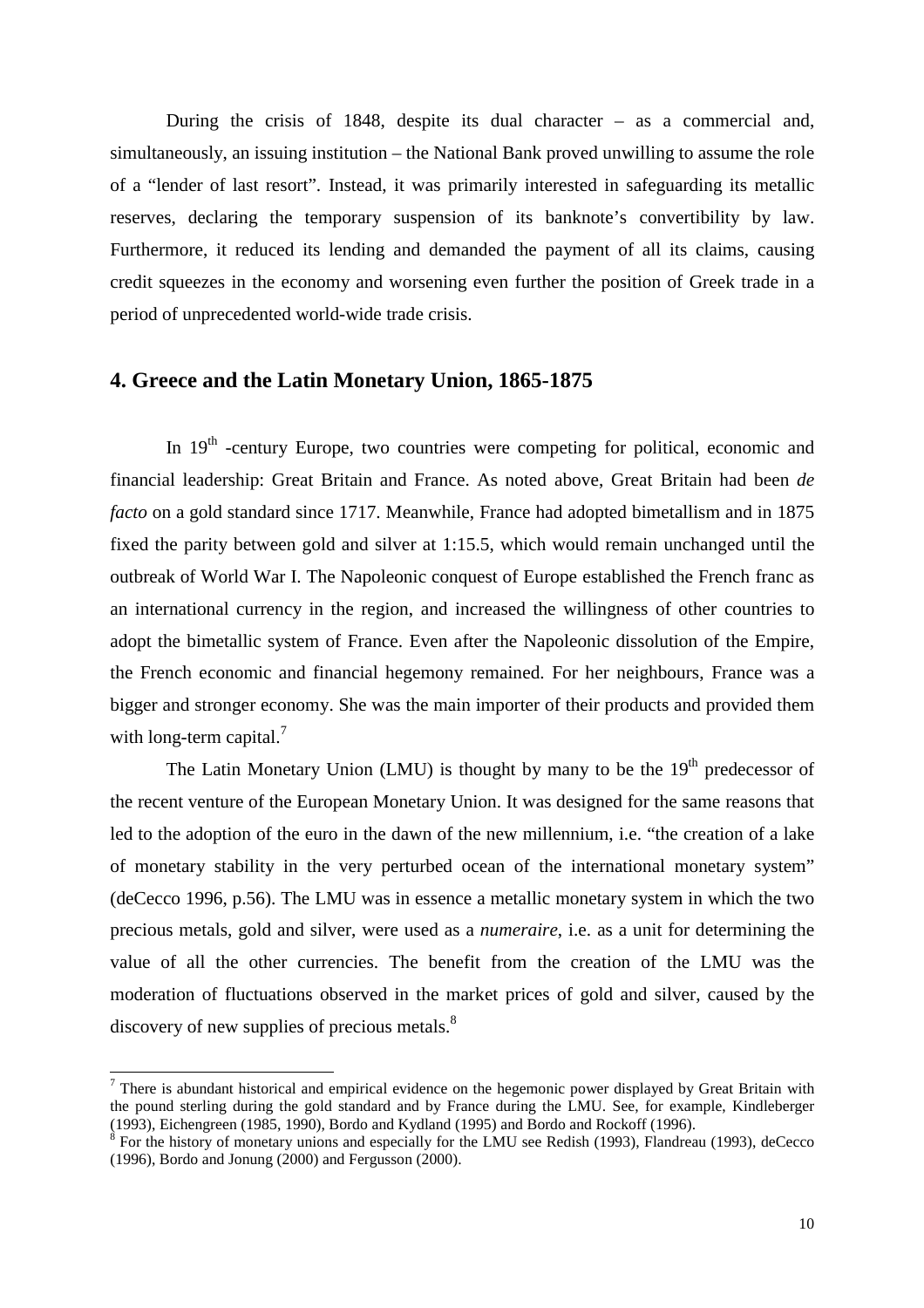During the crisis of 1848, despite its dual character – as a commercial and, simultaneously, an issuing institution – the National Bank proved unwilling to assume the role of a "lender of last resort". Instead, it was primarily interested in safeguarding its metallic reserves, declaring the temporary suspension of its banknote's convertibility by law. Furthermore, it reduced its lending and demanded the payment of all its claims, causing credit squeezes in the economy and worsening even further the position of Greek trade in a period of unprecedented world-wide trade crisis.

## 4. Greece and the Latin Monetary Union, 1865-1875

In 19th -century Europe, two countries were competing for political, economic and financial leadership: Great Britain and France. As noted above, Great Britain had been *de facto* on a gold standard since 1717. Meanwhile, France had adopted bimetallism and in 1875 fixed the parity between gold and silver at 1:15.5, which would remain unchanged until the outbreak of World War I. The Napoleonic conquest of Europe established the French franc as an international currency in the region, and increased the willingness of other countries to adopt the bimetallic system of France. Even after the Napoleonic dissolution of the Empire, the French economic and financial hegemony remained. For her neighbours, France was a bigger and stronger economy. She was the main importer of their products and provided them with long-term capital.[7]

The Latin Monetary Union (LMU) is thought by many to be the 19th predecessor of the recent venture of the European Monetary Union. It was designed for the same reasons that led to the adoption of the euro in the dawn of the new millennium, i.e. "the creation of a lake of monetary stability in the very perturbed ocean of the international monetary system" (deCecco 1996, p.56). The LMU was in essence a metallic monetary system in which the two precious metals, gold and silver, were used as a *numeraire*, i.e. as a unit for determining the value of all the other currencies. The benefit from the creation of the LMU was the moderation of fluctuations observed in the market prices of gold and silver, caused by the discovery of new supplies of precious metals.[8]

---

[7] There is abundant historical and empirical evidence on the hegemonic power displayed by Great Britain with the pound sterling during the gold standard and by France during the LMU. See, for example, Kindleberger (1993), Eichengreen (1985, 1990), Bordo and Kydland (1995) and Bordo and Rockoff (1996).

[8] For the history of monetary unions and especially for the LMU see Redish (1993), Flandreau (1993), deCecco (1996), Bordo and Jonung (2000) and Fergusson (2000).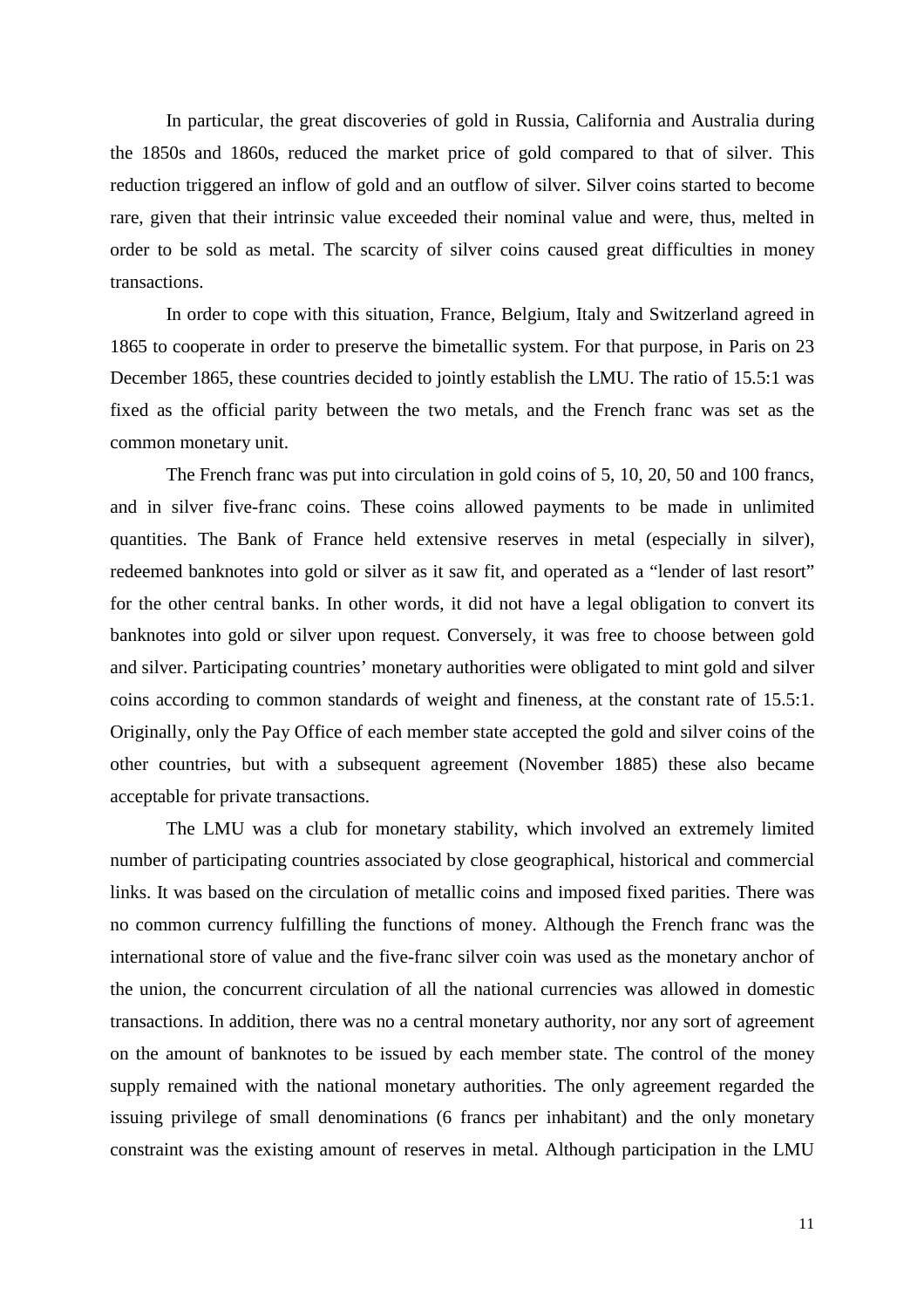In particular, the great discoveries of gold in Russia, California and Australia during the 1850s and 1860s, reduced the market price of gold compared to that of silver. This reduction triggered an inflow of gold and an outflow of silver. Silver coins started to become rare, given that their intrinsic value exceeded their nominal value and were, thus, melted in order to be sold as metal. The scarcity of silver coins caused great difficulties in money transactions.

In order to cope with this situation, France, Belgium, Italy and Switzerland agreed in 1865 to cooperate in order to preserve the bimetallic system. For that purpose, in Paris on 23 December 1865, these countries decided to jointly establish the LMU. The ratio of 15.5:1 was fixed as the official parity between the two metals, and the French franc was set as the common monetary unit.

The French franc was put into circulation in gold coins of 5, 10, 20, 50 and 100 francs, and in silver five-franc coins. These coins allowed payments to be made in unlimited quantities. The Bank of France held extensive reserves in metal (especially in silver), redeemed banknotes into gold or silver as it saw fit, and operated as a "lender of last resort" for the other central banks. In other words, it did not have a legal obligation to convert its banknotes into gold or silver upon request. Conversely, it was free to choose between gold and silver. Participating countries' monetary authorities were obligated to mint gold and silver coins according to common standards of weight and fineness, at the constant rate of 15.5:1. Originally, only the Pay Office of each member state accepted the gold and silver coins of the other countries, but with a subsequent agreement (November 1885) these also became acceptable for private transactions.

The LMU was a club for monetary stability, which involved an extremely limited number of participating countries associated by close geographical, historical and commercial links. It was based on the circulation of metallic coins and imposed fixed parities. There was no common currency fulfilling the functions of money. Although the French franc was the international store of value and the five-franc silver coin was used as the monetary anchor of the union, the concurrent circulation of all the national currencies was allowed in domestic transactions. In addition, there was no a central monetary authority, nor any sort of agreement on the amount of banknotes to be issued by each member state. The control of the money supply remained with the national monetary authorities. The only agreement regarded the issuing privilege of small denominations (6 francs per inhabitant) and the only monetary constraint was the existing amount of reserves in metal. Although participation in the LMU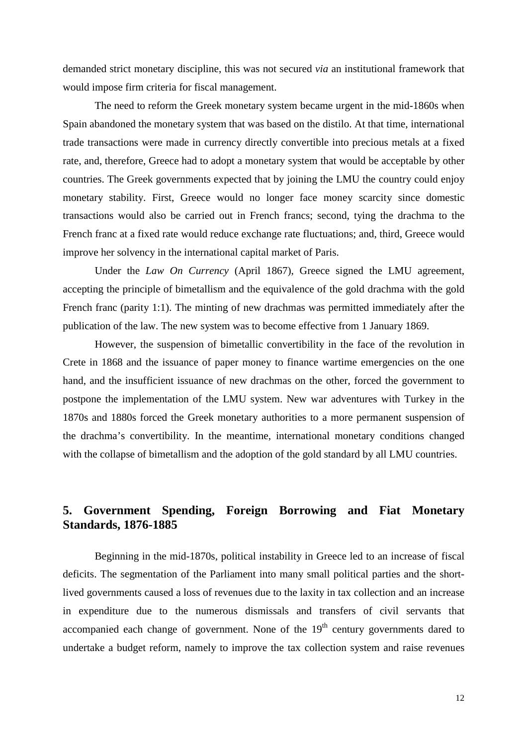demanded strict monetary discipline, this was not secured *via* an institutional framework that would impose firm criteria for fiscal management.

The need to reform the Greek monetary system became urgent in the mid-1860s when Spain abandoned the monetary system that was based on the distilo. At that time, international trade transactions were made in currency directly convertible into precious metals at a fixed rate, and, therefore, Greece had to adopt a monetary system that would be acceptable by other countries. The Greek governments expected that by joining the LMU the country could enjoy monetary stability. First, Greece would no longer face money scarcity since domestic transactions would also be carried out in French francs; second, tying the drachma to the French franc at a fixed rate would reduce exchange rate fluctuations; and, third, Greece would improve her solvency in the international capital market of Paris.

Under the *Law On Currency* (April 1867), Greece signed the LMU agreement, accepting the principle of bimetallism and the equivalence of the gold drachma with the gold French franc (parity 1:1). The minting of new drachmas was permitted immediately after the publication of the law. The new system was to become effective from 1 January 1869.

However, the suspension of bimetallic convertibility in the face of the revolution in Crete in 1868 and the issuance of paper money to finance wartime emergencies on the one hand, and the insufficient issuance of new drachmas on the other, forced the government to postpone the implementation of the LMU system. New war adventures with Turkey in the 1870s and 1880s forced the Greek monetary authorities to a more permanent suspension of the drachma's convertibility. In the meantime, international monetary conditions changed with the collapse of bimetallism and the adoption of the gold standard by all LMU countries.

## 5. Government Spending, Foreign Borrowing and Fiat Monetary Standards, 1876-1885

Beginning in the mid-1870s, political instability in Greece led to an increase of fiscal deficits. The segmentation of the Parliament into many small political parties and the short-lived governments caused a loss of revenues due to the laxity in tax collection and an increase in expenditure due to the numerous dismissals and transfers of civil servants that accompanied each change of government. None of the 19th century governments dared to undertake a budget reform, namely to improve the tax collection system and raise revenues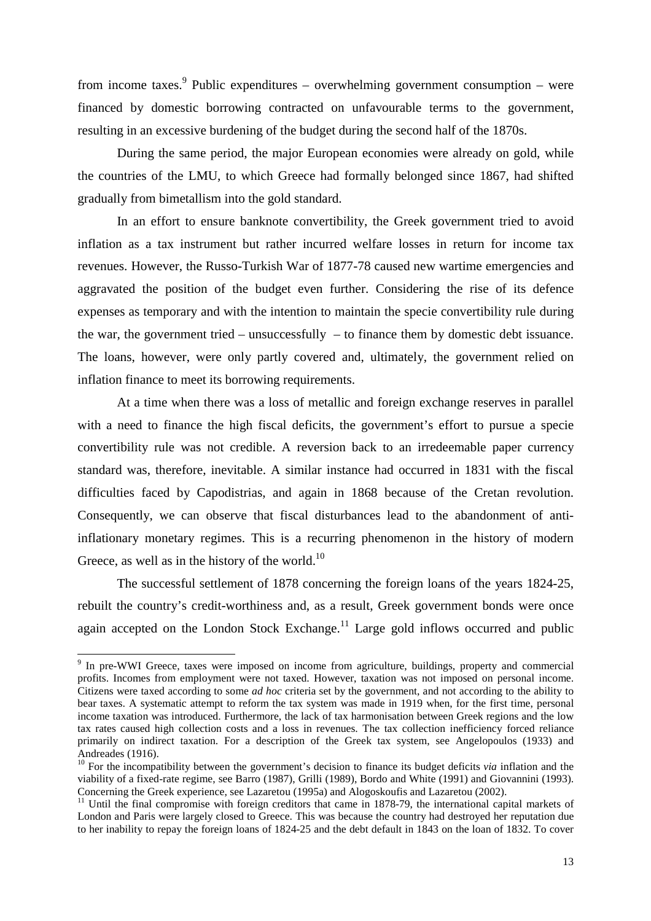from income taxes.[9] Public expenditures – overwhelming government consumption – were financed by domestic borrowing contracted on unfavourable terms to the government, resulting in an excessive burdening of the budget during the second half of the 1870s.

During the same period, the major European economies were already on gold, while the countries of the LMU, to which Greece had formally belonged since 1867, had shifted gradually from bimetallism into the gold standard.

In an effort to ensure banknote convertibility, the Greek government tried to avoid inflation as a tax instrument but rather incurred welfare losses in return for income tax revenues. However, the Russo-Turkish War of 1877-78 caused new wartime emergencies and aggravated the position of the budget even further. Considering the rise of its defence expenses as temporary and with the intention to maintain the specie convertibility rule during the war, the government tried – unsuccessfully – to finance them by domestic debt issuance. The loans, however, were only partly covered and, ultimately, the government relied on inflation finance to meet its borrowing requirements.

At a time when there was a loss of metallic and foreign exchange reserves in parallel with a need to finance the high fiscal deficits, the government's effort to pursue a specie convertibility rule was not credible. A reversion back to an irredeemable paper currency standard was, therefore, inevitable. A similar instance had occurred in 1831 with the fiscal difficulties faced by Capodistrias, and again in 1868 because of the Cretan revolution. Consequently, we can observe that fiscal disturbances lead to the abandonment of anti-inflationary monetary regimes. This is a recurring phenomenon in the history of modern Greece, as well as in the history of the world.[10]

The successful settlement of 1878 concerning the foreign loans of the years 1824-25, rebuilt the country's credit-worthiness and, as a result, Greek government bonds were once again accepted on the London Stock Exchange.[11] Large gold inflows occurred and public

---

[9] In pre-WWI Greece, taxes were imposed on income from agriculture, buildings, property and commercial profits. Incomes from employment were not taxed. However, taxation was not imposed on personal income. Citizens were taxed according to some *ad hoc* criteria set by the government, and not according to the ability to bear taxes. A systematic attempt to reform the tax system was made in 1919 when, for the first time, personal income taxation was introduced. Furthermore, the lack of tax harmonisation between Greek regions and the low tax rates caused high collection costs and a loss in revenues. The tax collection inefficiency forced reliance primarily on indirect taxation. For a description of the Greek tax system, see Angelopoulos (1933) and Andreades (1916).

[10] For the incompatibility between the government's decision to finance its budget deficits *via* inflation and the viability of a fixed-rate regime, see Barro (1987), Grilli (1989), Bordo and White (1991) and Giovannini (1993). Concerning the Greek experience, see Lazaretou (1995a) and Alogoskoufis and Lazaretou (2002).

[11] Until the final compromise with foreign creditors that came in 1878-79, the international capital markets of London and Paris were largely closed to Greece. This was because the country had destroyed her reputation due to her inability to repay the foreign loans of 1824-25 and the debt default in 1843 on the loan of 1832. To cover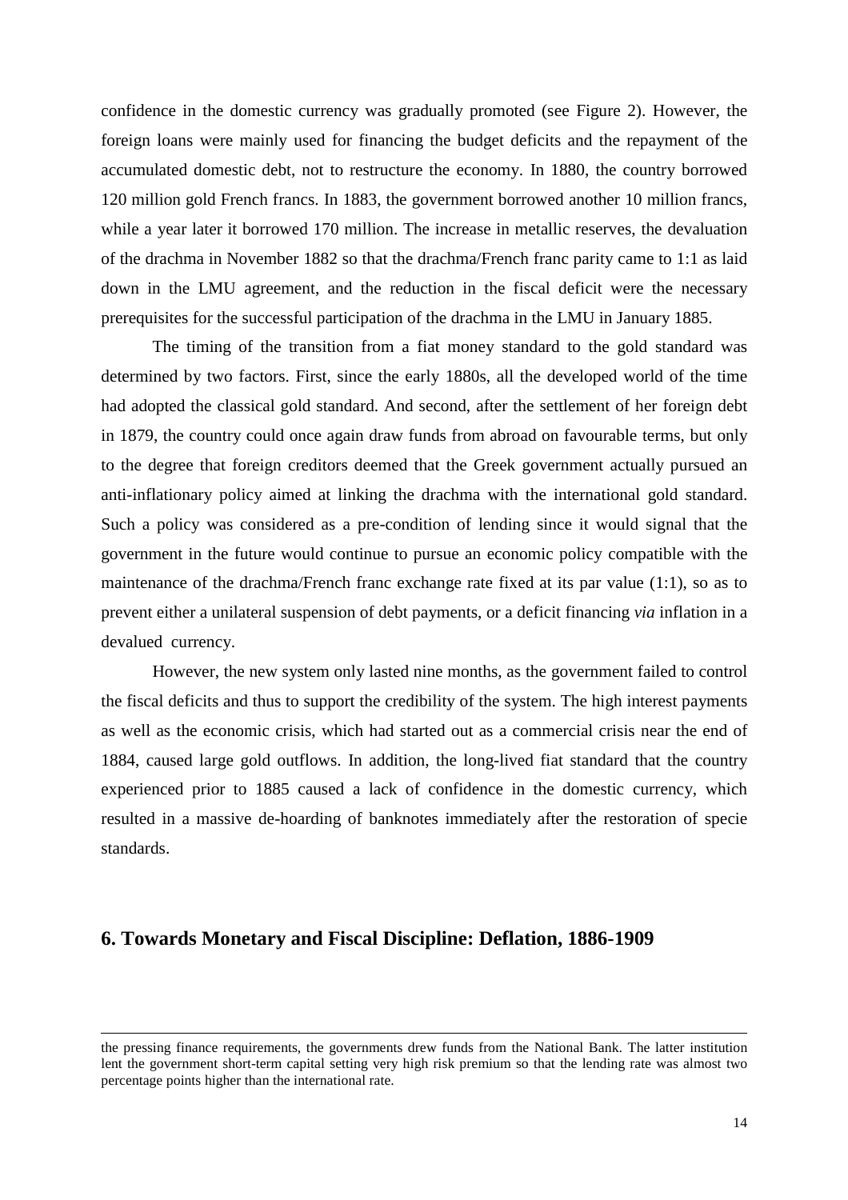confidence in the domestic currency was gradually promoted (see Figure 2). However, the foreign loans were mainly used for financing the budget deficits and the repayment of the accumulated domestic debt, not to restructure the economy. In 1880, the country borrowed 120 million gold French francs. In 1883, the government borrowed another 10 million francs, while a year later it borrowed 170 million. The increase in metallic reserves, the devaluation of the drachma in November 1882 so that the drachma/French franc parity came to 1:1 as laid down in the LMU agreement, and the reduction in the fiscal deficit were the necessary prerequisites for the successful participation of the drachma in the LMU in January 1885.

The timing of the transition from a fiat money standard to the gold standard was determined by two factors. First, since the early 1880s, all the developed world of the time had adopted the classical gold standard. And second, after the settlement of her foreign debt in 1879, the country could once again draw funds from abroad on favourable terms, but only to the degree that foreign creditors deemed that the Greek government actually pursued an anti-inflationary policy aimed at linking the drachma with the international gold standard. Such a policy was considered as a pre-condition of lending since it would signal that the government in the future would continue to pursue an economic policy compatible with the maintenance of the drachma/French franc exchange rate fixed at its par value (1:1), so as to prevent either a unilateral suspension of debt payments, or a deficit financing *via* inflation in a devalued currency.

However, the new system only lasted nine months, as the government failed to control the fiscal deficits and thus to support the credibility of the system. The high interest payments as well as the economic crisis, which had started out as a commercial crisis near the end of 1884, caused large gold outflows. In addition, the long-lived fiat standard that the country experienced prior to 1885 caused a lack of confidence in the domestic currency, which resulted in a massive de-hoarding of banknotes immediately after the restoration of specie standards.

## 6. Towards Monetary and Fiscal Discipline: Deflation, 1886-1909

---

the pressing finance requirements, the governments drew funds from the National Bank. The latter institution lent the government short-term capital setting very high risk premium so that the lending rate was almost two percentage points higher than the international rate.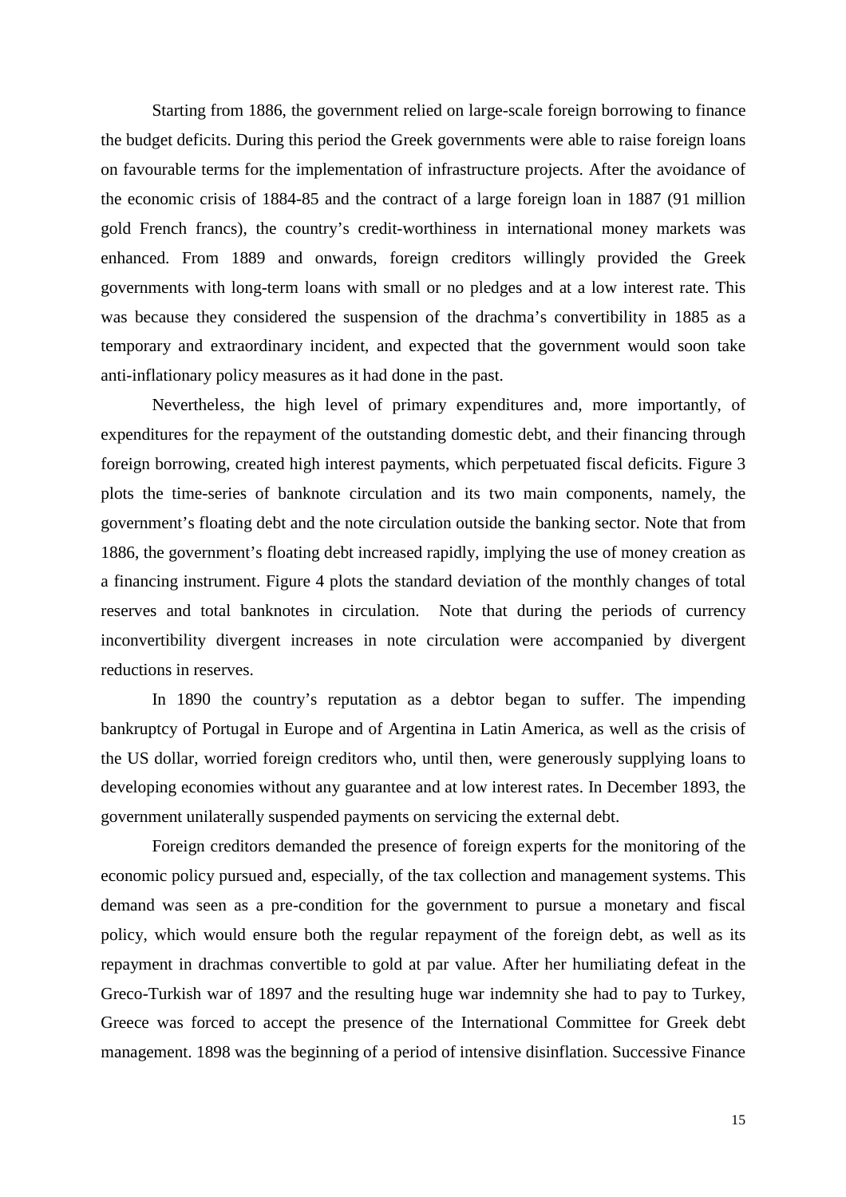Starting from 1886, the government relied on large-scale foreign borrowing to finance the budget deficits. During this period the Greek governments were able to raise foreign loans on favourable terms for the implementation of infrastructure projects. After the avoidance of the economic crisis of 1884-85 and the contract of a large foreign loan in 1887 (91 million gold French francs), the country's credit-worthiness in international money markets was enhanced. From 1889 and onwards, foreign creditors willingly provided the Greek governments with long-term loans with small or no pledges and at a low interest rate. This was because they considered the suspension of the drachma's convertibility in 1885 as a temporary and extraordinary incident, and expected that the government would soon take anti-inflationary policy measures as it had done in the past.

Nevertheless, the high level of primary expenditures and, more importantly, of expenditures for the repayment of the outstanding domestic debt, and their financing through foreign borrowing, created high interest payments, which perpetuated fiscal deficits. Figure 3 plots the time-series of banknote circulation and its two main components, namely, the government's floating debt and the note circulation outside the banking sector. Note that from 1886, the government's floating debt increased rapidly, implying the use of money creation as a financing instrument. Figure 4 plots the standard deviation of the monthly changes of total reserves and total banknotes in circulation. Note that during the periods of currency inconvertibility divergent increases in note circulation were accompanied by divergent reductions in reserves.

In 1890 the country's reputation as a debtor began to suffer. The impending bankruptcy of Portugal in Europe and of Argentina in Latin America, as well as the crisis of the US dollar, worried foreign creditors who, until then, were generously supplying loans to developing economies without any guarantee and at low interest rates. In December 1893, the government unilaterally suspended payments on servicing the external debt.

Foreign creditors demanded the presence of foreign experts for the monitoring of the economic policy pursued and, especially, of the tax collection and management systems. This demand was seen as a pre-condition for the government to pursue a monetary and fiscal policy, which would ensure both the regular repayment of the foreign debt, as well as its repayment in drachmas convertible to gold at par value. After her humiliating defeat in the Greco-Turkish war of 1897 and the resulting huge war indemnity she had to pay to Turkey, Greece was forced to accept the presence of the International Committee for Greek debt management. 1898 was the beginning of a period of intensive disinflation. Successive Finance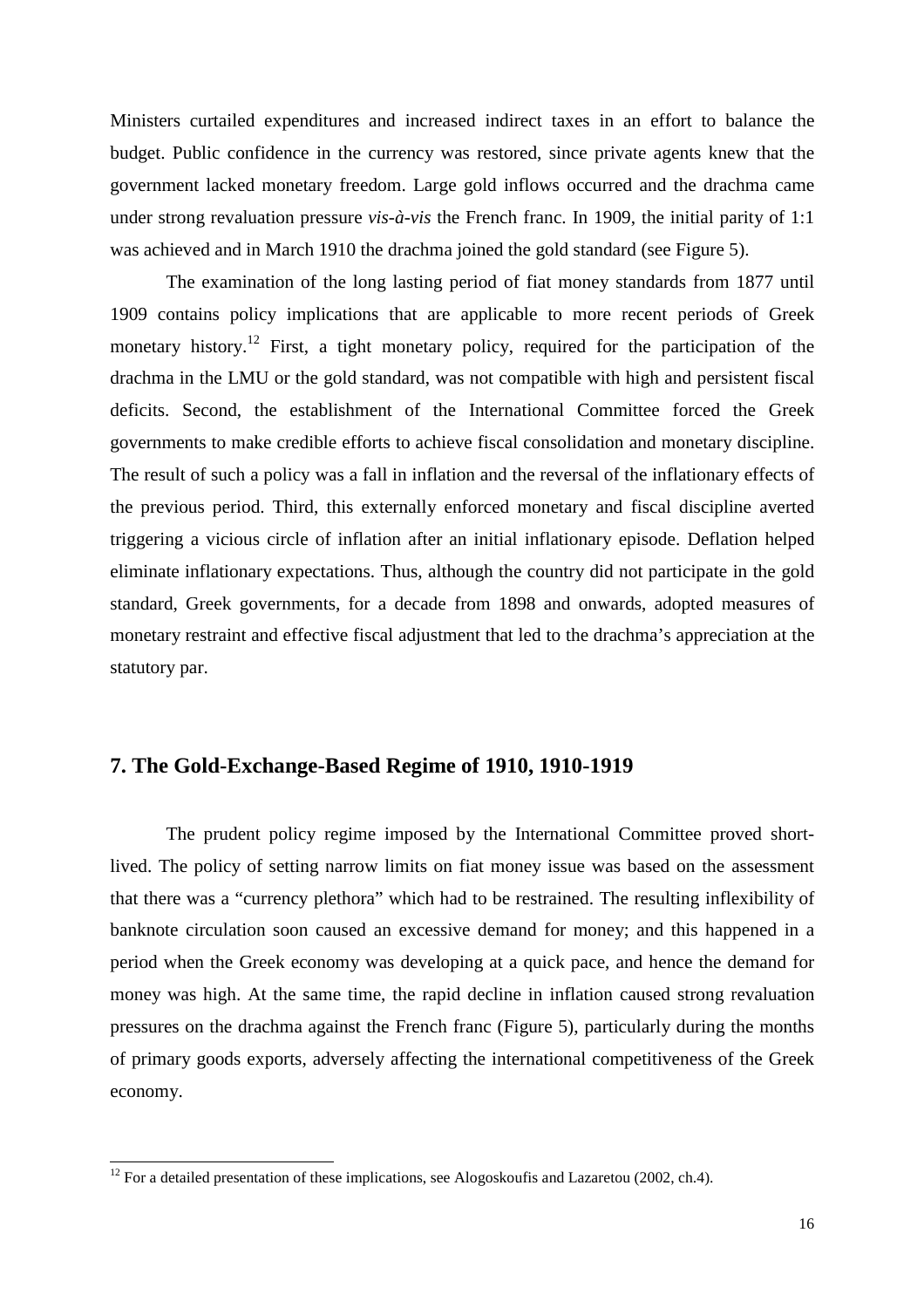Ministers curtailed expenditures and increased indirect taxes in an effort to balance the budget. Public confidence in the currency was restored, since private agents knew that the government lacked monetary freedom. Large gold inflows occurred and the drachma came under strong revaluation pressure *vis-à-vis* the French franc. In 1909, the initial parity of 1:1 was achieved and in March 1910 the drachma joined the gold standard (see Figure 5).

The examination of the long lasting period of fiat money standards from 1877 until 1909 contains policy implications that are applicable to more recent periods of Greek monetary history.[12] First, a tight monetary policy, required for the participation of the drachma in the LMU or the gold standard, was not compatible with high and persistent fiscal deficits. Second, the establishment of the International Committee forced the Greek governments to make credible efforts to achieve fiscal consolidation and monetary discipline. The result of such a policy was a fall in inflation and the reversal of the inflationary effects of the previous period. Third, this externally enforced monetary and fiscal discipline averted triggering a vicious circle of inflation after an initial inflationary episode. Deflation helped eliminate inflationary expectations. Thus, although the country did not participate in the gold standard, Greek governments, for a decade from 1898 and onwards, adopted measures of monetary restraint and effective fiscal adjustment that led to the drachma's appreciation at the statutory par.

## 7. The Gold-Exchange-Based Regime of 1910, 1910-1919

The prudent policy regime imposed by the International Committee proved short-lived. The policy of setting narrow limits on fiat money issue was based on the assessment that there was a "currency plethora" which had to be restrained. The resulting inflexibility of banknote circulation soon caused an excessive demand for money; and this happened in a period when the Greek economy was developing at a quick pace, and hence the demand for money was high. At the same time, the rapid decline in inflation caused strong revaluation pressures on the drachma against the French franc (Figure 5), particularly during the months of primary goods exports, adversely affecting the international competitiveness of the Greek economy.

[12] For a detailed presentation of these implications, see Alogoskoufis and Lazaretou (2002, ch.4).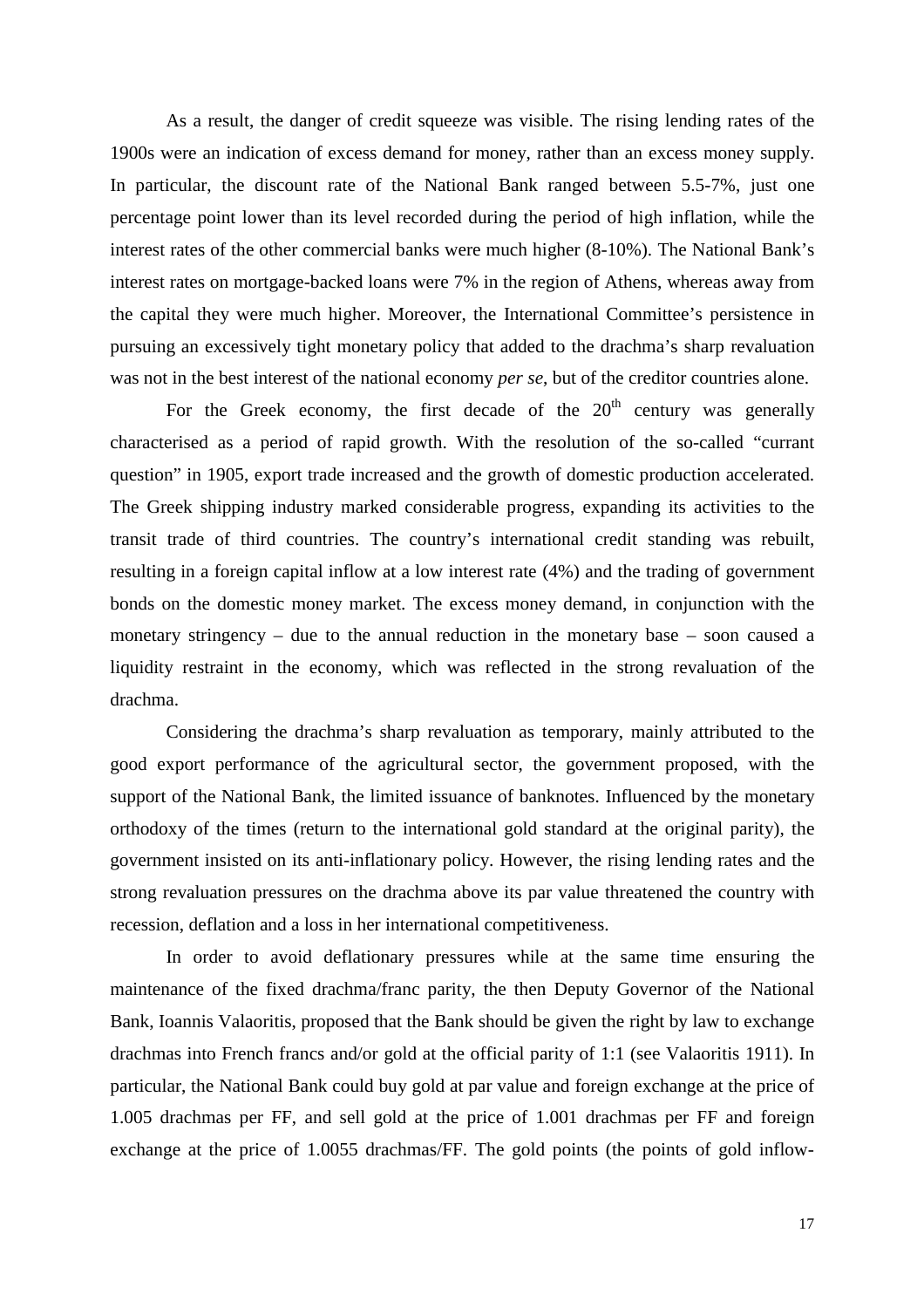As a result, the danger of credit squeeze was visible. The rising lending rates of the 1900s were an indication of excess demand for money, rather than an excess money supply. In particular, the discount rate of the National Bank ranged between 5.5-7%, just one percentage point lower than its level recorded during the period of high inflation, while the interest rates of the other commercial banks were much higher (8-10%). The National Bank's interest rates on mortgage-backed loans were 7% in the region of Athens, whereas away from the capital they were much higher. Moreover, the International Committee's persistence in pursuing an excessively tight monetary policy that added to the drachma's sharp revaluation was not in the best interest of the national economy *per se*, but of the creditor countries alone.

For the Greek economy, the first decade of the 20th century was generally characterised as a period of rapid growth. With the resolution of the so-called "currant question" in 1905, export trade increased and the growth of domestic production accelerated. The Greek shipping industry marked considerable progress, expanding its activities to the transit trade of third countries. The country's international credit standing was rebuilt, resulting in a foreign capital inflow at a low interest rate (4%) and the trading of government bonds on the domestic money market. The excess money demand, in conjunction with the monetary stringency – due to the annual reduction in the monetary base – soon caused a liquidity restraint in the economy, which was reflected in the strong revaluation of the drachma.

Considering the drachma's sharp revaluation as temporary, mainly attributed to the good export performance of the agricultural sector, the government proposed, with the support of the National Bank, the limited issuance of banknotes. Influenced by the monetary orthodoxy of the times (return to the international gold standard at the original parity), the government insisted on its anti-inflationary policy. However, the rising lending rates and the strong revaluation pressures on the drachma above its par value threatened the country with recession, deflation and a loss in her international competitiveness.

In order to avoid deflationary pressures while at the same time ensuring the maintenance of the fixed drachma/franc parity, the then Deputy Governor of the National Bank, Ioannis Valaoritis, proposed that the Bank should be given the right by law to exchange drachmas into French francs and/or gold at the official parity of 1:1 (see Valaoritis 1911). In particular, the National Bank could buy gold at par value and foreign exchange at the price of 1.005 drachmas per FF, and sell gold at the price of 1.001 drachmas per FF and foreign exchange at the price of 1.0055 drachmas/FF. The gold points (the points of gold inflow-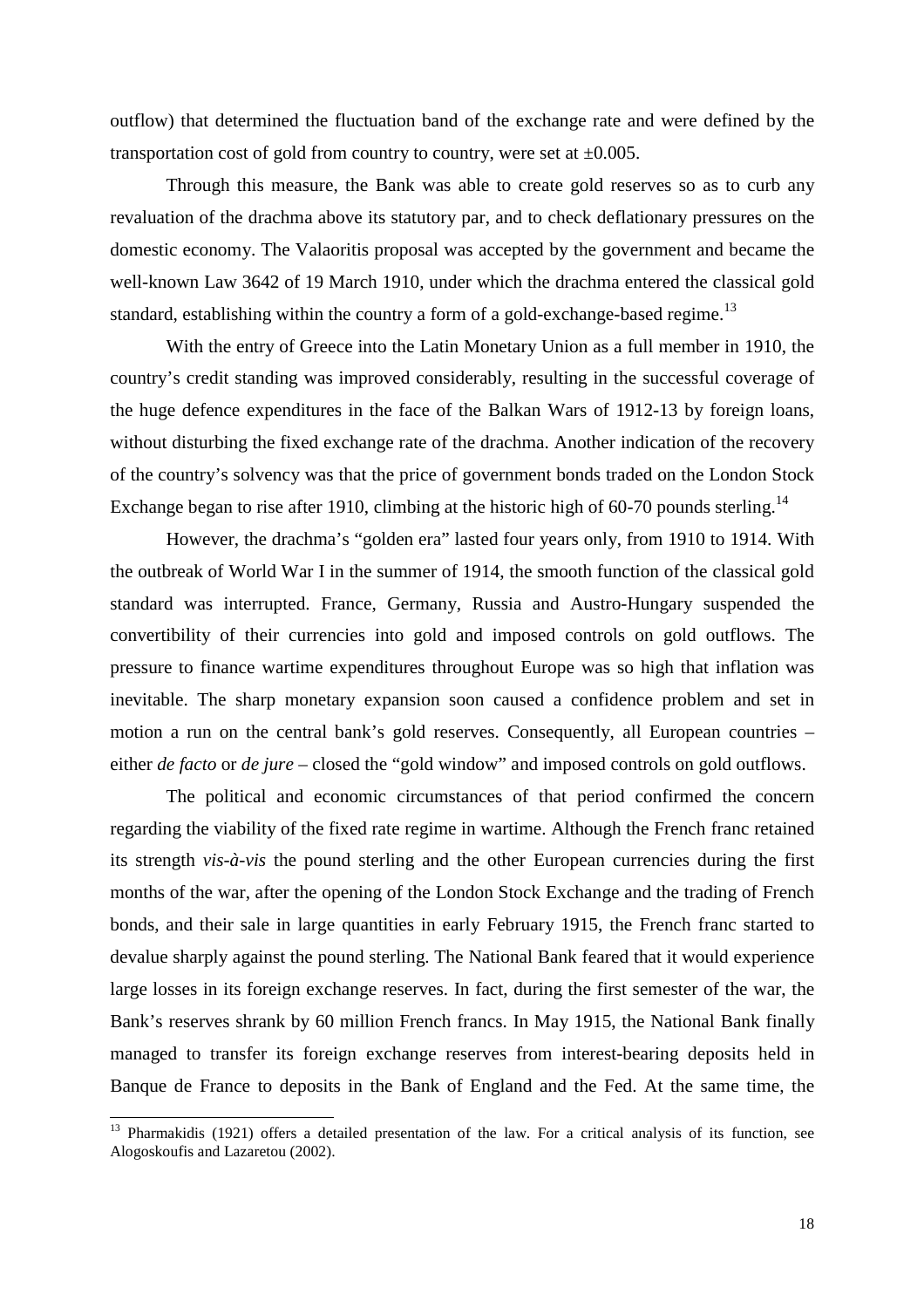outflow) that determined the fluctuation band of the exchange rate and were defined by the transportation cost of gold from country to country, were set at ±0.005.

Through this measure, the Bank was able to create gold reserves so as to curb any revaluation of the drachma above its statutory par, and to check deflationary pressures on the domestic economy. The Valaoritis proposal was accepted by the government and became the well-known Law 3642 of 19 March 1910, under which the drachma entered the classical gold standard, establishing within the country a form of a gold-exchange-based regime.[13]

With the entry of Greece into the Latin Monetary Union as a full member in 1910, the country's credit standing was improved considerably, resulting in the successful coverage of the huge defence expenditures in the face of the Balkan Wars of 1912-13 by foreign loans, without disturbing the fixed exchange rate of the drachma. Another indication of the recovery of the country's solvency was that the price of government bonds traded on the London Stock Exchange began to rise after 1910, climbing at the historic high of 60-70 pounds sterling.[14]

However, the drachma's "golden era" lasted four years only, from 1910 to 1914. With the outbreak of World War I in the summer of 1914, the smooth function of the classical gold standard was interrupted. France, Germany, Russia and Austro-Hungary suspended the convertibility of their currencies into gold and imposed controls on gold outflows. The pressure to finance wartime expenditures throughout Europe was so high that inflation was inevitable. The sharp monetary expansion soon caused a confidence problem and set in motion a run on the central bank's gold reserves. Consequently, all European countries – either *de facto* or *de jure* – closed the "gold window" and imposed controls on gold outflows.

The political and economic circumstances of that period confirmed the concern regarding the viability of the fixed rate regime in wartime. Although the French franc retained its strength *vis-à-vis* the pound sterling and the other European currencies during the first months of the war, after the opening of the London Stock Exchange and the trading of French bonds, and their sale in large quantities in early February 1915, the French franc started to devalue sharply against the pound sterling. The National Bank feared that it would experience large losses in its foreign exchange reserves. In fact, during the first semester of the war, the Bank's reserves shrank by 60 million French francs. In May 1915, the National Bank finally managed to transfer its foreign exchange reserves from interest-bearing deposits held in Banque de France to deposits in the Bank of England and the Fed. At the same time, the

[13] Pharmakidis (1921) offers a detailed presentation of the law. For a critical analysis of its function, see Alogoskoufis and Lazaretou (2002).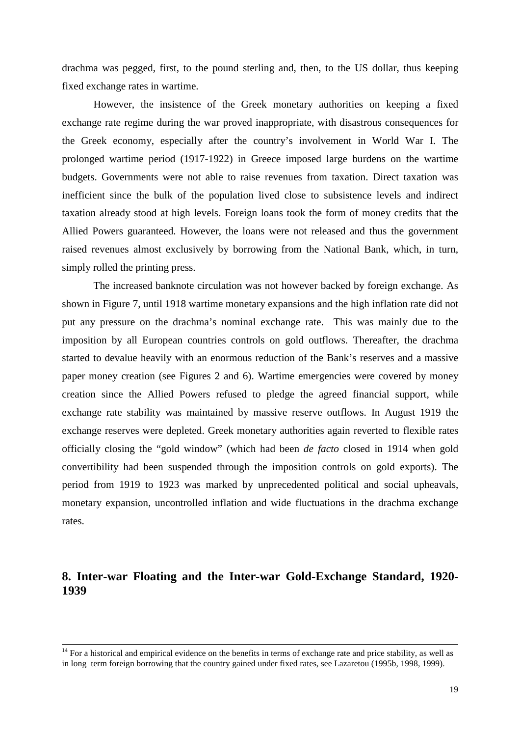drachma was pegged, first, to the pound sterling and, then, to the US dollar, thus keeping fixed exchange rates in wartime.

However, the insistence of the Greek monetary authorities on keeping a fixed exchange rate regime during the war proved inappropriate, with disastrous consequences for the Greek economy, especially after the country's involvement in World War I. The prolonged wartime period (1917-1922) in Greece imposed large burdens on the wartime budgets. Governments were not able to raise revenues from taxation. Direct taxation was inefficient since the bulk of the population lived close to subsistence levels and indirect taxation already stood at high levels. Foreign loans took the form of money credits that the Allied Powers guaranteed. However, the loans were not released and thus the government raised revenues almost exclusively by borrowing from the National Bank, which, in turn, simply rolled the printing press.

The increased banknote circulation was not however backed by foreign exchange. As shown in Figure 7, until 1918 wartime monetary expansions and the high inflation rate did not put any pressure on the drachma's nominal exchange rate. This was mainly due to the imposition by all European countries controls on gold outflows. Thereafter, the drachma started to devalue heavily with an enormous reduction of the Bank's reserves and a massive paper money creation (see Figures 2 and 6). Wartime emergencies were covered by money creation since the Allied Powers refused to pledge the agreed financial support, while exchange rate stability was maintained by massive reserve outflows. In August 1919 the exchange reserves were depleted. Greek monetary authorities again reverted to flexible rates officially closing the "gold window" (which had been *de facto* closed in 1914 when gold convertibility had been suspended through the imposition controls on gold exports). The period from 1919 to 1923 was marked by unprecedented political and social upheavals, monetary expansion, uncontrolled inflation and wide fluctuations in the drachma exchange rates.

## 8. Inter-war Floating and the Inter-war Gold-Exchange Standard, 1920-1939

[14] For a historical and empirical evidence on the benefits in terms of exchange rate and price stability, as well as in long term foreign borrowing that the country gained under fixed rates, see Lazaretou (1995b, 1998, 1999).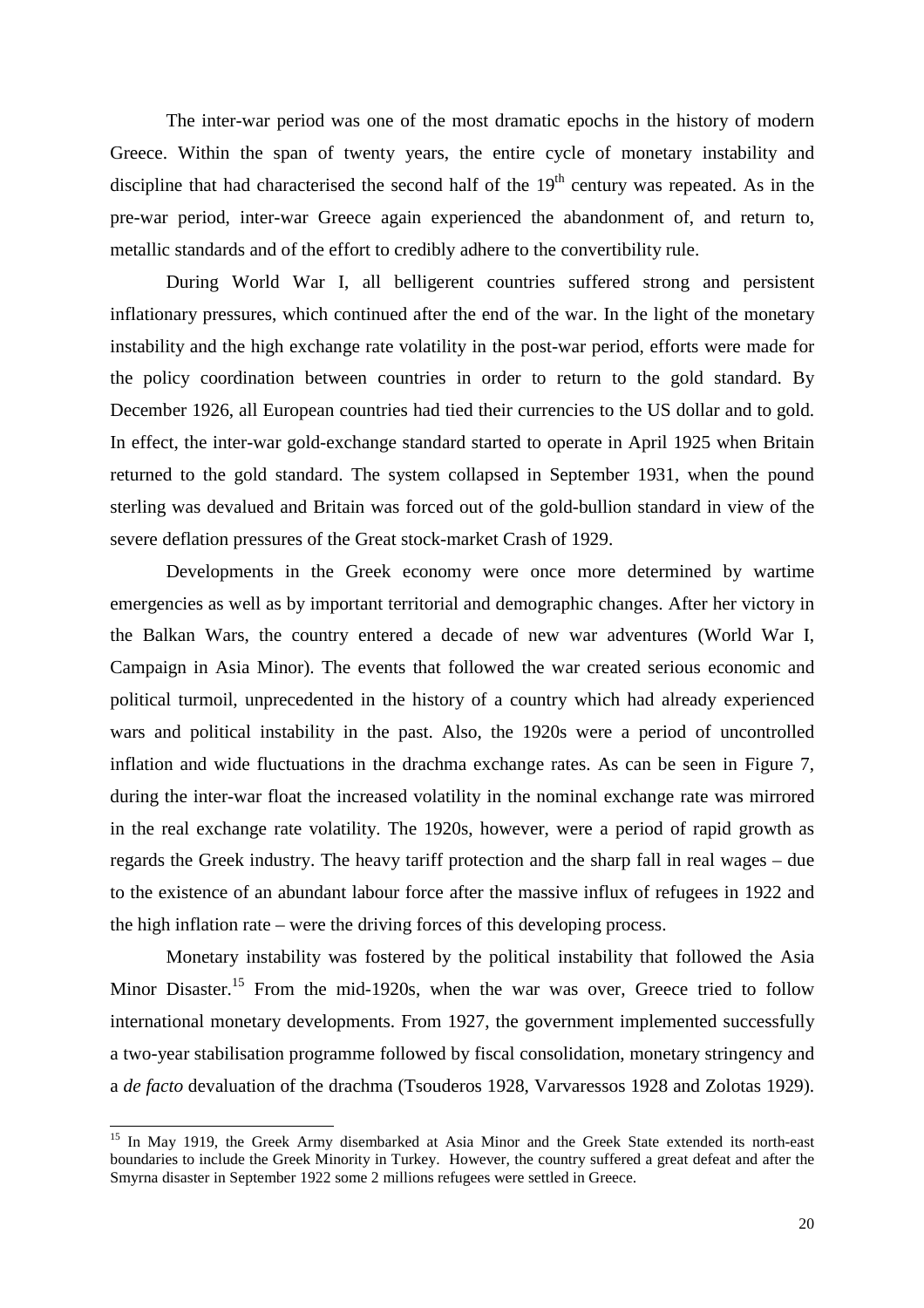The inter-war period was one of the most dramatic epochs in the history of modern Greece. Within the span of twenty years, the entire cycle of monetary instability and discipline that had characterised the second half of the 19th century was repeated. As in the pre-war period, inter-war Greece again experienced the abandonment of, and return to, metallic standards and of the effort to credibly adhere to the convertibility rule.

During World War I, all belligerent countries suffered strong and persistent inflationary pressures, which continued after the end of the war. In the light of the monetary instability and the high exchange rate volatility in the post-war period, efforts were made for the policy coordination between countries in order to return to the gold standard. By December 1926, all European countries had tied their currencies to the US dollar and to gold. In effect, the inter-war gold-exchange standard started to operate in April 1925 when Britain returned to the gold standard. The system collapsed in September 1931, when the pound sterling was devalued and Britain was forced out of the gold-bullion standard in view of the severe deflation pressures of the Great stock-market Crash of 1929.

Developments in the Greek economy were once more determined by wartime emergencies as well as by important territorial and demographic changes. After her victory in the Balkan Wars, the country entered a decade of new war adventures (World War I, Campaign in Asia Minor). The events that followed the war created serious economic and political turmoil, unprecedented in the history of a country which had already experienced wars and political instability in the past. Also, the 1920s were a period of uncontrolled inflation and wide fluctuations in the drachma exchange rates. As can be seen in Figure 7, during the inter-war float the increased volatility in the nominal exchange rate was mirrored in the real exchange rate volatility. The 1920s, however, were a period of rapid growth as regards the Greek industry. The heavy tariff protection and the sharp fall in real wages – due to the existence of an abundant labour force after the massive influx of refugees in 1922 and the high inflation rate – were the driving forces of this developing process.

Monetary instability was fostered by the political instability that followed the Asia Minor Disaster.[15] From the mid-1920s, when the war was over, Greece tried to follow international monetary developments. From 1927, the government implemented successfully a two-year stabilisation programme followed by fiscal consolidation, monetary stringency and a *de facto* devaluation of the drachma (Tsouderos 1928, Varvaressos 1928 and Zolotas 1929).

[15] In May 1919, the Greek Army disembarked at Asia Minor and the Greek State extended its north-east boundaries to include the Greek Minority in Turkey. However, the country suffered a great defeat and after the Smyrna disaster in September 1922 some 2 millions refugees were settled in Greece.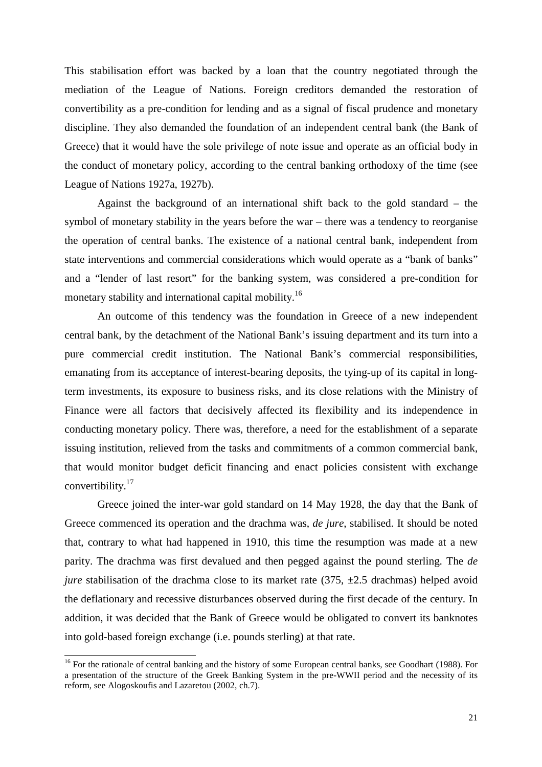This stabilisation effort was backed by a loan that the country negotiated through the mediation of the League of Nations. Foreign creditors demanded the restoration of convertibility as a pre-condition for lending and as a signal of fiscal prudence and monetary discipline. They also demanded the foundation of an independent central bank (the Bank of Greece) that it would have the sole privilege of note issue and operate as an official body in the conduct of monetary policy, according to the central banking orthodoxy of the time (see League of Nations 1927a, 1927b).

Against the background of an international shift back to the gold standard – the symbol of monetary stability in the years before the war – there was a tendency to reorganise the operation of central banks. The existence of a national central bank, independent from state interventions and commercial considerations which would operate as a "bank of banks" and a "lender of last resort" for the banking system, was considered a pre-condition for monetary stability and international capital mobility.[16]

An outcome of this tendency was the foundation in Greece of a new independent central bank, by the detachment of the National Bank's issuing department and its turn into a pure commercial credit institution. The National Bank's commercial responsibilities, emanating from its acceptance of interest-bearing deposits, the tying-up of its capital in long-term investments, its exposure to business risks, and its close relations with the Ministry of Finance were all factors that decisively affected its flexibility and its independence in conducting monetary policy. There was, therefore, a need for the establishment of a separate issuing institution, relieved from the tasks and commitments of a common commercial bank, that would monitor budget deficit financing and enact policies consistent with exchange convertibility.[17]

Greece joined the inter-war gold standard on 14 May 1928, the day that the Bank of Greece commenced its operation and the drachma was, *de jure*, stabilised. It should be noted that, contrary to what had happened in 1910, this time the resumption was made at a new parity. The drachma was first devalued and then pegged against the pound sterling. The *de jure* stabilisation of the drachma close to its market rate (375, ±2.5 drachmas) helped avoid the deflationary and recessive disturbances observed during the first decade of the century. In addition, it was decided that the Bank of Greece would be obligated to convert its banknotes into gold-based foreign exchange (i.e. pounds sterling) at that rate.

---

[16] For the rationale of central banking and the history of some European central banks, see Goodhart (1988). For a presentation of the structure of the Greek Banking System in the pre-WWII period and the necessity of its reform, see Alogoskoufis and Lazaretou (2002, ch.7).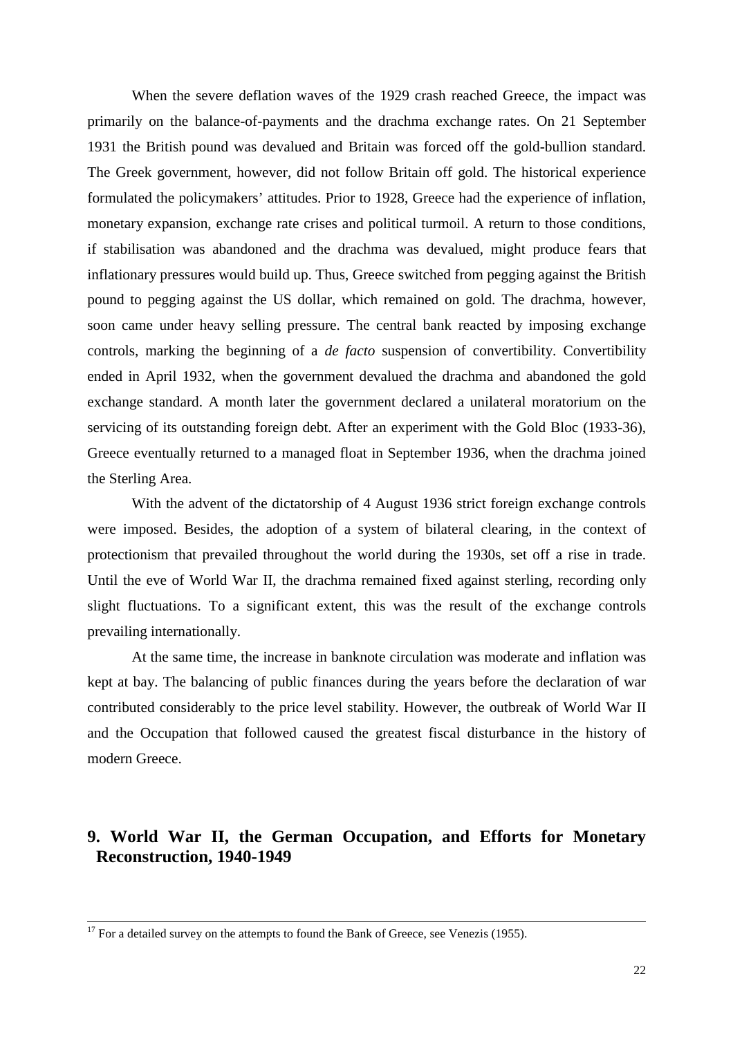When the severe deflation waves of the 1929 crash reached Greece, the impact was primarily on the balance-of-payments and the drachma exchange rates. On 21 September 1931 the British pound was devalued and Britain was forced off the gold-bullion standard. The Greek government, however, did not follow Britain off gold. The historical experience formulated the policymakers' attitudes. Prior to 1928, Greece had the experience of inflation, monetary expansion, exchange rate crises and political turmoil. A return to those conditions, if stabilisation was abandoned and the drachma was devalued, might produce fears that inflationary pressures would build up. Thus, Greece switched from pegging against the British pound to pegging against the US dollar, which remained on gold. The drachma, however, soon came under heavy selling pressure. The central bank reacted by imposing exchange controls, marking the beginning of a *de facto* suspension of convertibility. Convertibility ended in April 1932, when the government devalued the drachma and abandoned the gold exchange standard. A month later the government declared a unilateral moratorium on the servicing of its outstanding foreign debt. After an experiment with the Gold Bloc (1933-36), Greece eventually returned to a managed float in September 1936, when the drachma joined the Sterling Area.

With the advent of the dictatorship of 4 August 1936 strict foreign exchange controls were imposed. Besides, the adoption of a system of bilateral clearing, in the context of protectionism that prevailed throughout the world during the 1930s, set off a rise in trade. Until the eve of World War II, the drachma remained fixed against sterling, recording only slight fluctuations. To a significant extent, this was the result of the exchange controls prevailing internationally.

At the same time, the increase in banknote circulation was moderate and inflation was kept at bay. The balancing of public finances during the years before the declaration of war contributed considerably to the price level stability. However, the outbreak of World War II and the Occupation that followed caused the greatest fiscal disturbance in the history of modern Greece.

## 9. World War II, the German Occupation, and Efforts for Monetary Reconstruction, 1940-1949

---

[17] For a detailed survey on the attempts to found the Bank of Greece, see Venezis (1955).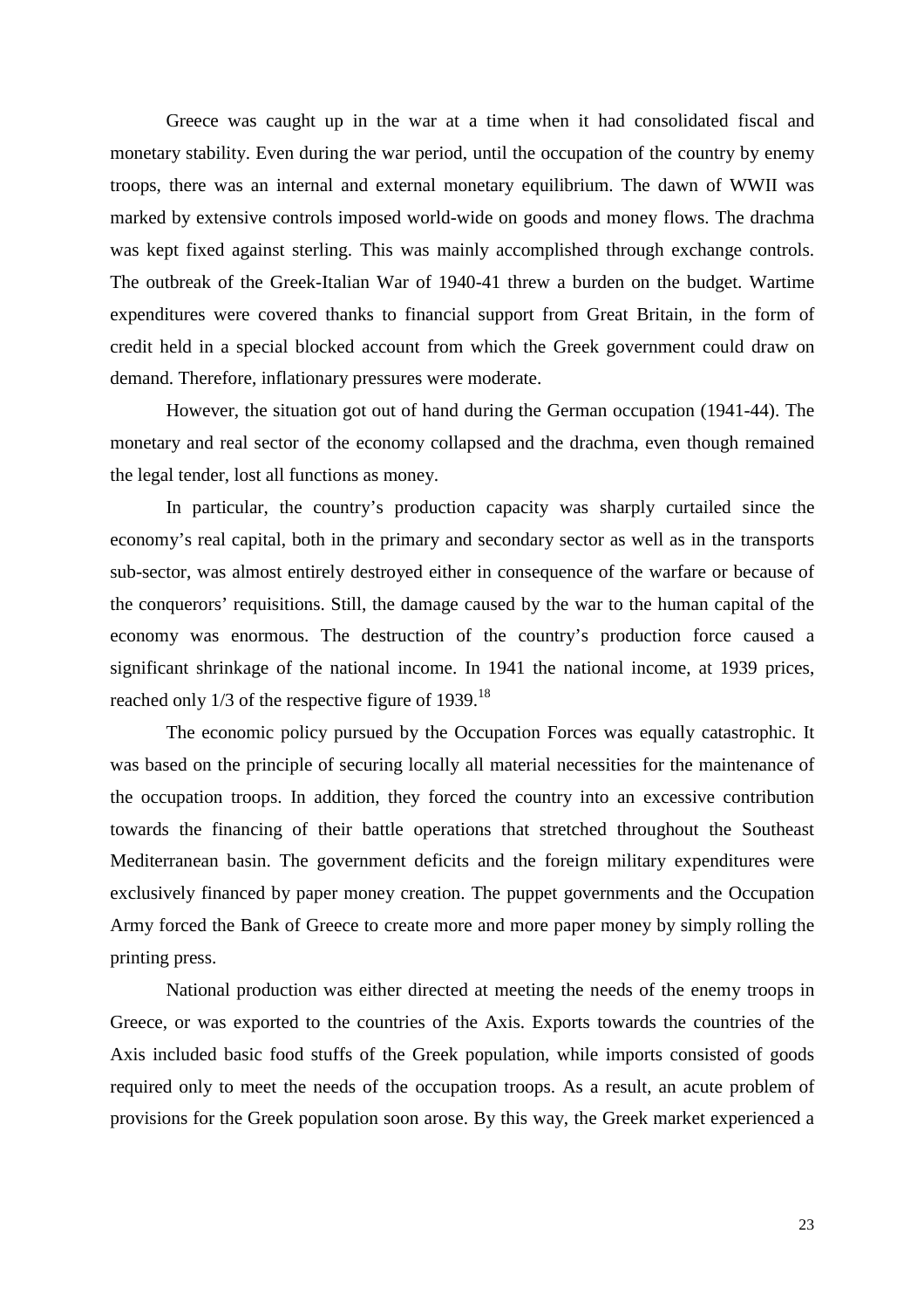Greece was caught up in the war at a time when it had consolidated fiscal and monetary stability. Even during the war period, until the occupation of the country by enemy troops, there was an internal and external monetary equilibrium. The dawn of WWII was marked by extensive controls imposed world-wide on goods and money flows. The drachma was kept fixed against sterling. This was mainly accomplished through exchange controls. The outbreak of the Greek-Italian War of 1940-41 threw a burden on the budget. Wartime expenditures were covered thanks to financial support from Great Britain, in the form of credit held in a special blocked account from which the Greek government could draw on demand. Therefore, inflationary pressures were moderate.

However, the situation got out of hand during the German occupation (1941-44). The monetary and real sector of the economy collapsed and the drachma, even though remained the legal tender, lost all functions as money.

In particular, the country's production capacity was sharply curtailed since the economy's real capital, both in the primary and secondary sector as well as in the transports sub-sector, was almost entirely destroyed either in consequence of the warfare or because of the conquerors' requisitions. Still, the damage caused by the war to the human capital of the economy was enormous. The destruction of the country's production force caused a significant shrinkage of the national income. In 1941 the national income, at 1939 prices, reached only 1/3 of the respective figure of 1939.[18]

The economic policy pursued by the Occupation Forces was equally catastrophic. It was based on the principle of securing locally all material necessities for the maintenance of the occupation troops. In addition, they forced the country into an excessive contribution towards the financing of their battle operations that stretched throughout the Southeast Mediterranean basin. The government deficits and the foreign military expenditures were exclusively financed by paper money creation. The puppet governments and the Occupation Army forced the Bank of Greece to create more and more paper money by simply rolling the printing press.

National production was either directed at meeting the needs of the enemy troops in Greece, or was exported to the countries of the Axis. Exports towards the countries of the Axis included basic food stuffs of the Greek population, while imports consisted of goods required only to meet the needs of the occupation troops. As a result, an acute problem of provisions for the Greek population soon arose. By this way, the Greek market experienced a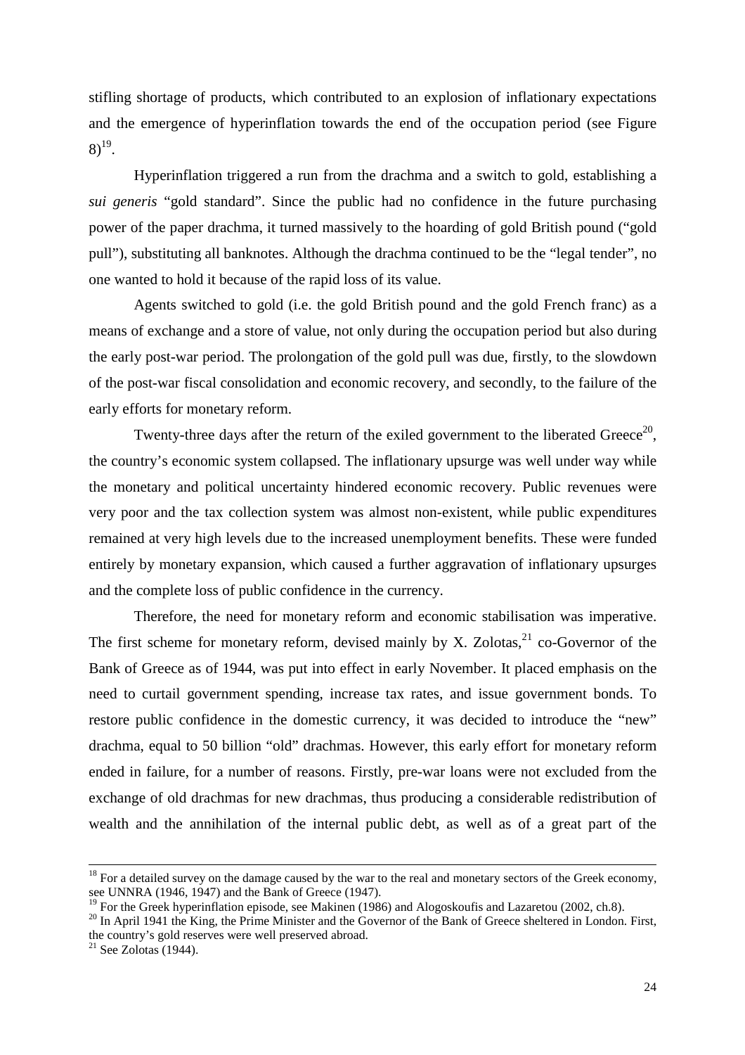stifling shortage of products, which contributed to an explosion of inflationary expectations and the emergence of hyperinflation towards the end of the occupation period (see Figure 8)[19].

Hyperinflation triggered a run from the drachma and a switch to gold, establishing a *sui generis* "gold standard". Since the public had no confidence in the future purchasing power of the paper drachma, it turned massively to the hoarding of gold British pound ("gold pull"), substituting all banknotes. Although the drachma continued to be the "legal tender", no one wanted to hold it because of the rapid loss of its value.

Agents switched to gold (i.e. the gold British pound and the gold French franc) as a means of exchange and a store of value, not only during the occupation period but also during the early post-war period. The prolongation of the gold pull was due, firstly, to the slowdown of the post-war fiscal consolidation and economic recovery, and secondly, to the failure of the early efforts for monetary reform.

Twenty-three days after the return of the exiled government to the liberated Greece[20], the country's economic system collapsed. The inflationary upsurge was well under way while the monetary and political uncertainty hindered economic recovery. Public revenues were very poor and the tax collection system was almost non-existent, while public expenditures remained at very high levels due to the increased unemployment benefits. These were funded entirely by monetary expansion, which caused a further aggravation of inflationary upsurges and the complete loss of public confidence in the currency.

Therefore, the need for monetary reform and economic stabilisation was imperative. The first scheme for monetary reform, devised mainly by X. Zolotas,[21] co-Governor of the Bank of Greece as of 1944, was put into effect in early November. It placed emphasis on the need to curtail government spending, increase tax rates, and issue government bonds. To restore public confidence in the domestic currency, it was decided to introduce the "new" drachma, equal to 50 billion "old" drachmas. However, this early effort for monetary reform ended in failure, for a number of reasons. Firstly, pre-war loans were not excluded from the exchange of old drachmas for new drachmas, thus producing a considerable redistribution of wealth and the annihilation of the internal public debt, as well as of a great part of the

---

[18] For a detailed survey on the damage caused by the war to the real and monetary sectors of the Greek economy, see UNNRA (1946, 1947) and the Bank of Greece (1947).

[19] For the Greek hyperinflation episode, see Makinen (1986) and Alogoskoufis and Lazaretou (2002, ch.8).

[20] In April 1941 the King, the Prime Minister and the Governor of the Bank of Greece sheltered in London. First, the country's gold reserves were well preserved abroad.

[21] See Zolotas (1944).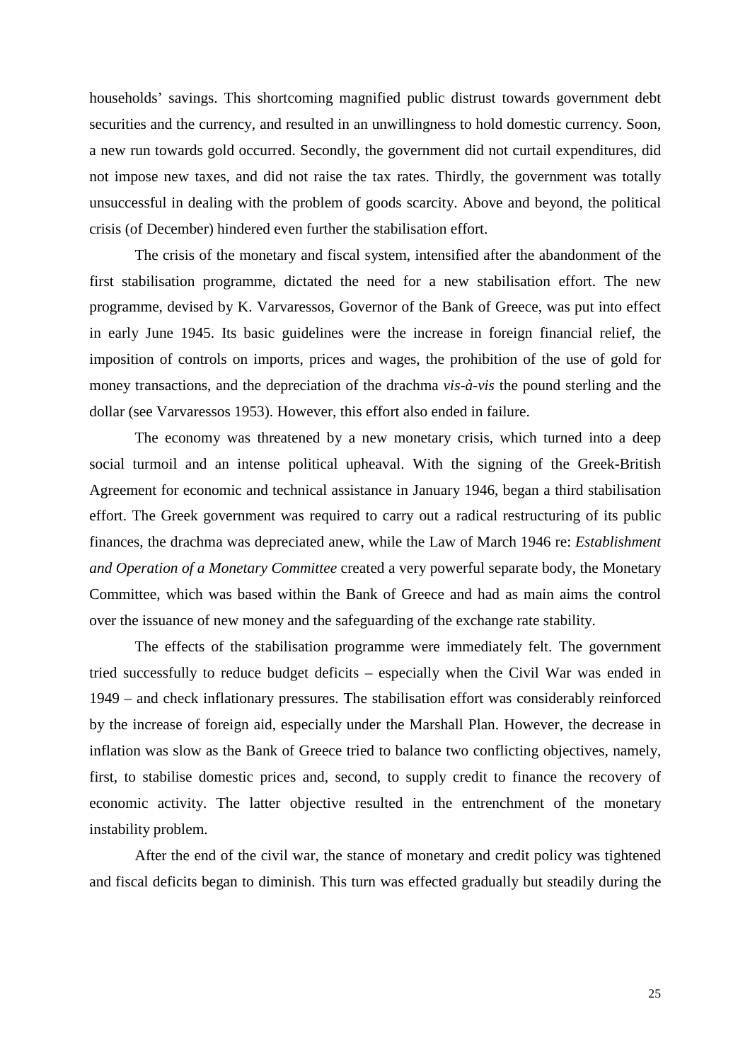households' savings. This shortcoming magnified public distrust towards government debt securities and the currency, and resulted in an unwillingness to hold domestic currency. Soon, a new run towards gold occurred. Secondly, the government did not curtail expenditures, did not impose new taxes, and did not raise the tax rates. Thirdly, the government was totally unsuccessful in dealing with the problem of goods scarcity. Above and beyond, the political crisis (of December) hindered even further the stabilisation effort.

The crisis of the monetary and fiscal system, intensified after the abandonment of the first stabilisation programme, dictated the need for a new stabilisation effort. The new programme, devised by K. Varvaressos, Governor of the Bank of Greece, was put into effect in early June 1945. Its basic guidelines were the increase in foreign financial relief, the imposition of controls on imports, prices and wages, the prohibition of the use of gold for money transactions, and the depreciation of the drachma *vis-à-vis* the pound sterling and the dollar (see Varvaressos 1953). However, this effort also ended in failure.

The economy was threatened by a new monetary crisis, which turned into a deep social turmoil and an intense political upheaval. With the signing of the Greek-British Agreement for economic and technical assistance in January 1946, began a third stabilisation effort. The Greek government was required to carry out a radical restructuring of its public finances, the drachma was depreciated anew, while the Law of March 1946 re: *Establishment and Operation of a Monetary Committee* created a very powerful separate body, the Monetary Committee, which was based within the Bank of Greece and had as main aims the control over the issuance of new money and the safeguarding of the exchange rate stability.

The effects of the stabilisation programme were immediately felt. The government tried successfully to reduce budget deficits – especially when the Civil War was ended in 1949 – and check inflationary pressures. The stabilisation effort was considerably reinforced by the increase of foreign aid, especially under the Marshall Plan. However, the decrease in inflation was slow as the Bank of Greece tried to balance two conflicting objectives, namely, first, to stabilise domestic prices and, second, to supply credit to finance the recovery of economic activity. The latter objective resulted in the entrenchment of the monetary instability problem.

After the end of the civil war, the stance of monetary and credit policy was tightened and fiscal deficits began to diminish. This turn was effected gradually but steadily during the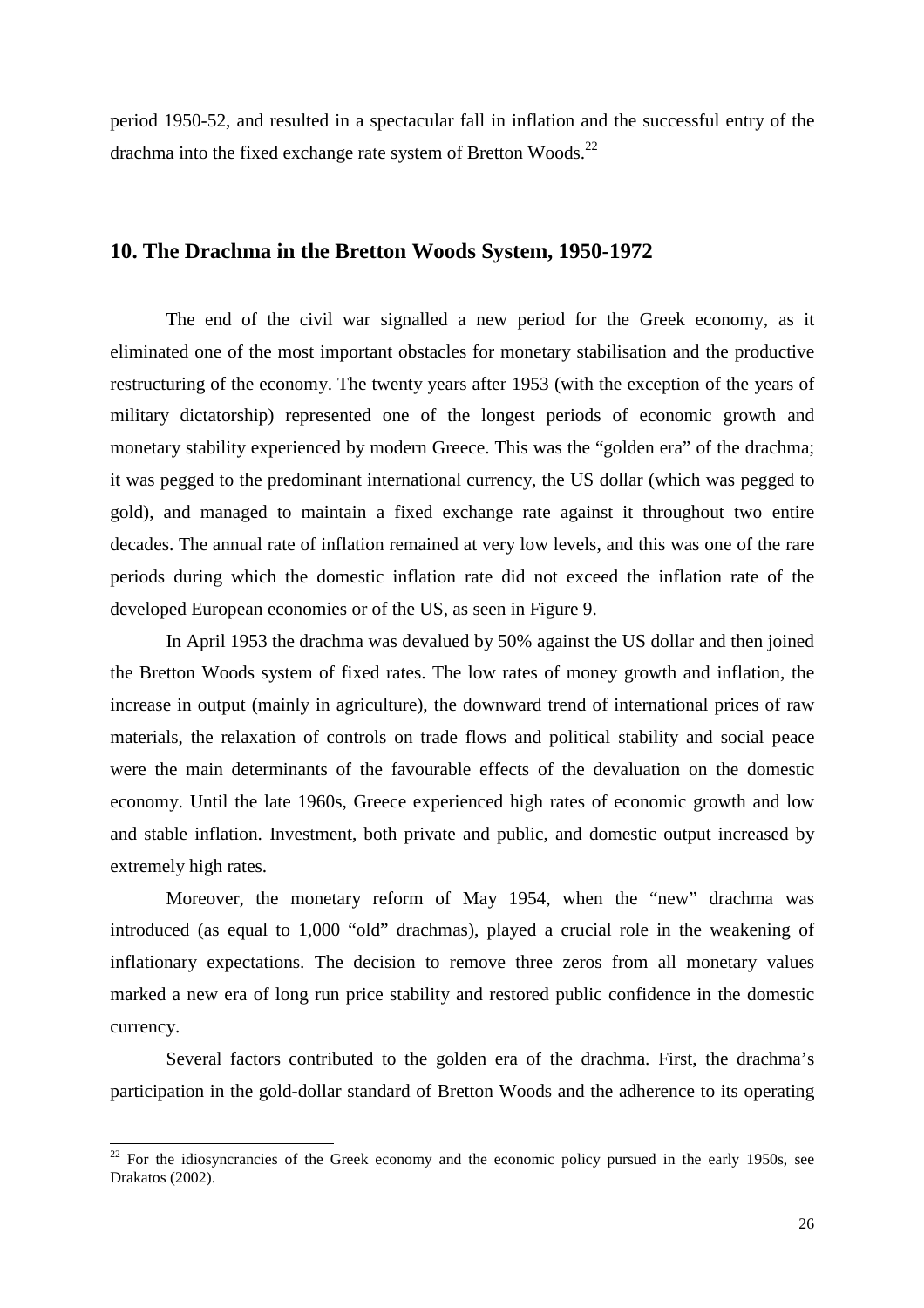period 1950-52, and resulted in a spectacular fall in inflation and the successful entry of the drachma into the fixed exchange rate system of Bretton Woods.[22]

## 10. The Drachma in the Bretton Woods System, 1950-1972

The end of the civil war signalled a new period for the Greek economy, as it eliminated one of the most important obstacles for monetary stabilisation and the productive restructuring of the economy. The twenty years after 1953 (with the exception of the years of military dictatorship) represented one of the longest periods of economic growth and monetary stability experienced by modern Greece. This was the "golden era" of the drachma; it was pegged to the predominant international currency, the US dollar (which was pegged to gold), and managed to maintain a fixed exchange rate against it throughout two entire decades. The annual rate of inflation remained at very low levels, and this was one of the rare periods during which the domestic inflation rate did not exceed the inflation rate of the developed European economies or of the US, as seen in Figure 9.

In April 1953 the drachma was devalued by 50% against the US dollar and then joined the Bretton Woods system of fixed rates. The low rates of money growth and inflation, the increase in output (mainly in agriculture), the downward trend of international prices of raw materials, the relaxation of controls on trade flows and political stability and social peace were the main determinants of the favourable effects of the devaluation on the domestic economy. Until the late 1960s, Greece experienced high rates of economic growth and low and stable inflation. Investment, both private and public, and domestic output increased by extremely high rates.

Moreover, the monetary reform of May 1954, when the "new" drachma was introduced (as equal to 1,000 "old" drachmas), played a crucial role in the weakening of inflationary expectations. The decision to remove three zeros from all monetary values marked a new era of long run price stability and restored public confidence in the domestic currency.

Several factors contributed to the golden era of the drachma. First, the drachma's participation in the gold-dollar standard of Bretton Woods and the adherence to its operating

[22] For the idiosyncrancies of the Greek economy and the economic policy pursued in the early 1950s, see Drakatos (2002).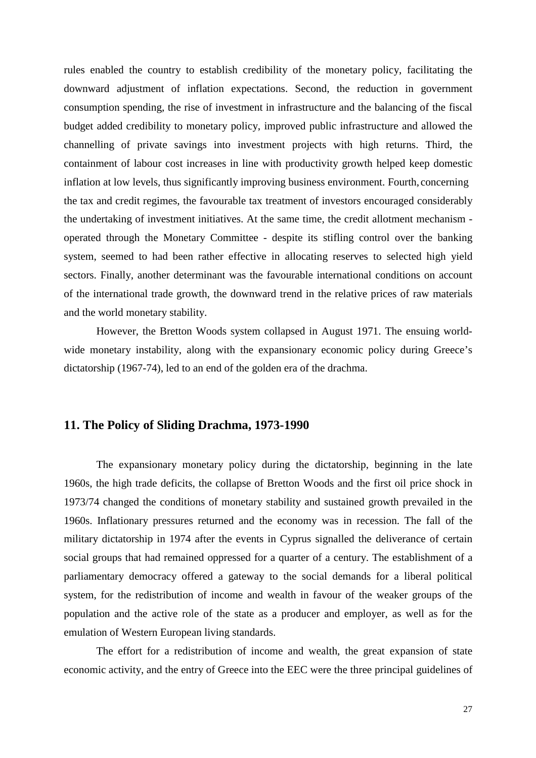rules enabled the country to establish credibility of the monetary policy, facilitating the downward adjustment of inflation expectations. Second, the reduction in government consumption spending, the rise of investment in infrastructure and the balancing of the fiscal budget added credibility to monetary policy, improved public infrastructure and allowed the channelling of private savings into investment projects with high returns. Third, the containment of labour cost increases in line with productivity growth helped keep domestic inflation at low levels, thus significantly improving business environment. Fourth, concerning the tax and credit regimes, the favourable tax treatment of investors encouraged considerably the undertaking of investment initiatives. At the same time, the credit allotment mechanism - operated through the Monetary Committee - despite its stifling control over the banking system, seemed to had been rather effective in allocating reserves to selected high yield sectors. Finally, another determinant was the favourable international conditions on account of the international trade growth, the downward trend in the relative prices of raw materials and the world monetary stability.

However, the Bretton Woods system collapsed in August 1971. The ensuing world-wide monetary instability, along with the expansionary economic policy during Greece's dictatorship (1967-74), led to an end of the golden era of the drachma.

## 11. The Policy of Sliding Drachma, 1973-1990

The expansionary monetary policy during the dictatorship, beginning in the late 1960s, the high trade deficits, the collapse of Bretton Woods and the first oil price shock in 1973/74 changed the conditions of monetary stability and sustained growth prevailed in the 1960s. Inflationary pressures returned and the economy was in recession. The fall of the military dictatorship in 1974 after the events in Cyprus signalled the deliverance of certain social groups that had remained oppressed for a quarter of a century. The establishment of a parliamentary democracy offered a gateway to the social demands for a liberal political system, for the redistribution of income and wealth in favour of the weaker groups of the population and the active role of the state as a producer and employer, as well as for the emulation of Western European living standards.

The effort for a redistribution of income and wealth, the great expansion of state economic activity, and the entry of Greece into the EEC were the three principal guidelines of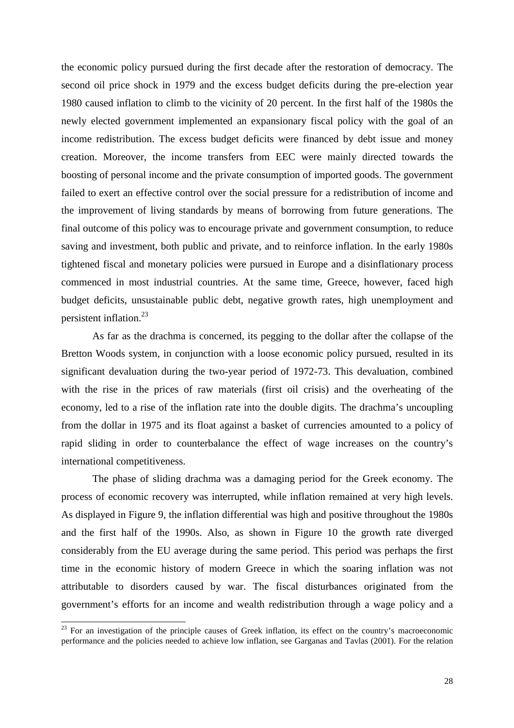the economic policy pursued during the first decade after the restoration of democracy. The second oil price shock in 1979 and the excess budget deficits during the pre-election year 1980 caused inflation to climb to the vicinity of 20 percent. In the first half of the 1980s the newly elected government implemented an expansionary fiscal policy with the goal of an income redistribution. The excess budget deficits were financed by debt issue and money creation. Moreover, the income transfers from EEC were mainly directed towards the boosting of personal income and the private consumption of imported goods. The government failed to exert an effective control over the social pressure for a redistribution of income and the improvement of living standards by means of borrowing from future generations. The final outcome of this policy was to encourage private and government consumption, to reduce saving and investment, both public and private, and to reinforce inflation. In the early 1980s tightened fiscal and monetary policies were pursued in Europe and a disinflationary process commenced in most industrial countries. At the same time, Greece, however, faced high budget deficits, unsustainable public debt, negative growth rates, high unemployment and persistent inflation.[23]

As far as the drachma is concerned, its pegging to the dollar after the collapse of the Bretton Woods system, in conjunction with a loose economic policy pursued, resulted in its significant devaluation during the two-year period of 1972-73. This devaluation, combined with the rise in the prices of raw materials (first oil crisis) and the overheating of the economy, led to a rise of the inflation rate into the double digits. The drachma's uncoupling from the dollar in 1975 and its float against a basket of currencies amounted to a policy of rapid sliding in order to counterbalance the effect of wage increases on the country's international competitiveness.

The phase of sliding drachma was a damaging period for the Greek economy. The process of economic recovery was interrupted, while inflation remained at very high levels. As displayed in Figure 9, the inflation differential was high and positive throughout the 1980s and the first half of the 1990s. Also, as shown in Figure 10 the growth rate diverged considerably from the EU average during the same period. This period was perhaps the first time in the economic history of modern Greece in which the soaring inflation was not attributable to disorders caused by war. The fiscal disturbances originated from the government's efforts for an income and wealth redistribution through a wage policy and a

---

[23] For an investigation of the principle causes of Greek inflation, its effect on the country's macroeconomic performance and the policies needed to achieve low inflation, see Garganas and Tavlas (2001). For the relation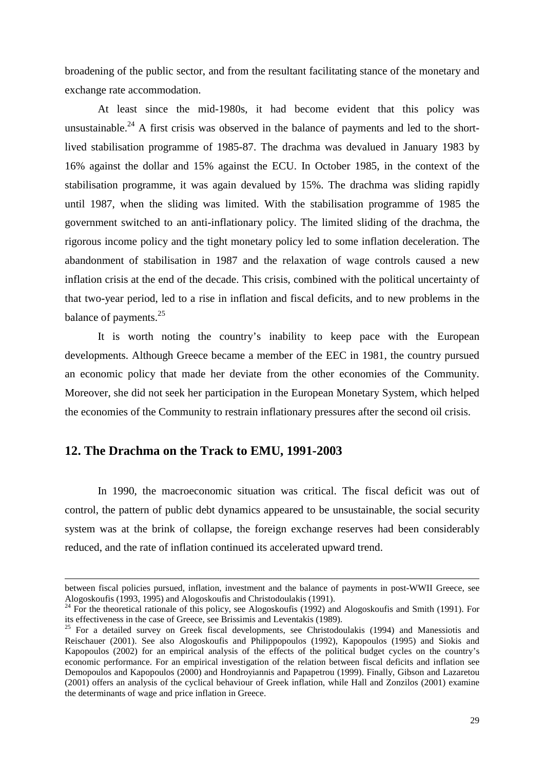broadening of the public sector, and from the resultant facilitating stance of the monetary and exchange rate accommodation.

At least since the mid-1980s, it had become evident that this policy was unsustainable.[24] A first crisis was observed in the balance of payments and led to the short-lived stabilisation programme of 1985-87. The drachma was devalued in January 1983 by 16% against the dollar and 15% against the ECU. In October 1985, in the context of the stabilisation programme, it was again devalued by 15%. The drachma was sliding rapidly until 1987, when the sliding was limited. With the stabilisation programme of 1985 the government switched to an anti-inflationary policy. The limited sliding of the drachma, the rigorous income policy and the tight monetary policy led to some inflation deceleration. The abandonment of stabilisation in 1987 and the relaxation of wage controls caused a new inflation crisis at the end of the decade. This crisis, combined with the political uncertainty of that two-year period, led to a rise in inflation and fiscal deficits, and to new problems in the balance of payments.[25]

It is worth noting the country's inability to keep pace with the European developments. Although Greece became a member of the EEC in 1981, the country pursued an economic policy that made her deviate from the other economies of the Community. Moreover, she did not seek her participation in the European Monetary System, which helped the economies of the Community to restrain inflationary pressures after the second oil crisis.

## 12. The Drachma on the Track to EMU, 1991-2003

In 1990, the macroeconomic situation was critical. The fiscal deficit was out of control, the pattern of public debt dynamics appeared to be unsustainable, the social security system was at the brink of collapse, the foreign exchange reserves had been considerably reduced, and the rate of inflation continued its accelerated upward trend.

---

between fiscal policies pursued, inflation, investment and the balance of payments in post-WWII Greece, see Alogoskoufis (1993, 1995) and Alogoskoufis and Christodoulakis (1991).

[24] For the theoretical rationale of this policy, see Alogoskoufis (1992) and Alogoskoufis and Smith (1991). For its effectiveness in the case of Greece, see Brissimis and Leventakis (1989).

[25] For a detailed survey on Greek fiscal developments, see Christodoulakis (1994) and Manessiotis and Reischauer (2001). See also Alogoskoufis and Philippopoulos (1992), Kapopoulos (1995) and Siokis and Kapopoulos (2002) for an empirical analysis of the effects of the political budget cycles on the country's economic performance. For an empirical investigation of the relation between fiscal deficits and inflation see Demopoulos and Kapopoulos (2000) and Hondroyiannis and Papapetrou (1999). Finally, Gibson and Lazaretou (2001) offers an analysis of the cyclical behaviour of Greek inflation, while Hall and Zonzilos (2001) examine the determinants of wage and price inflation in Greece.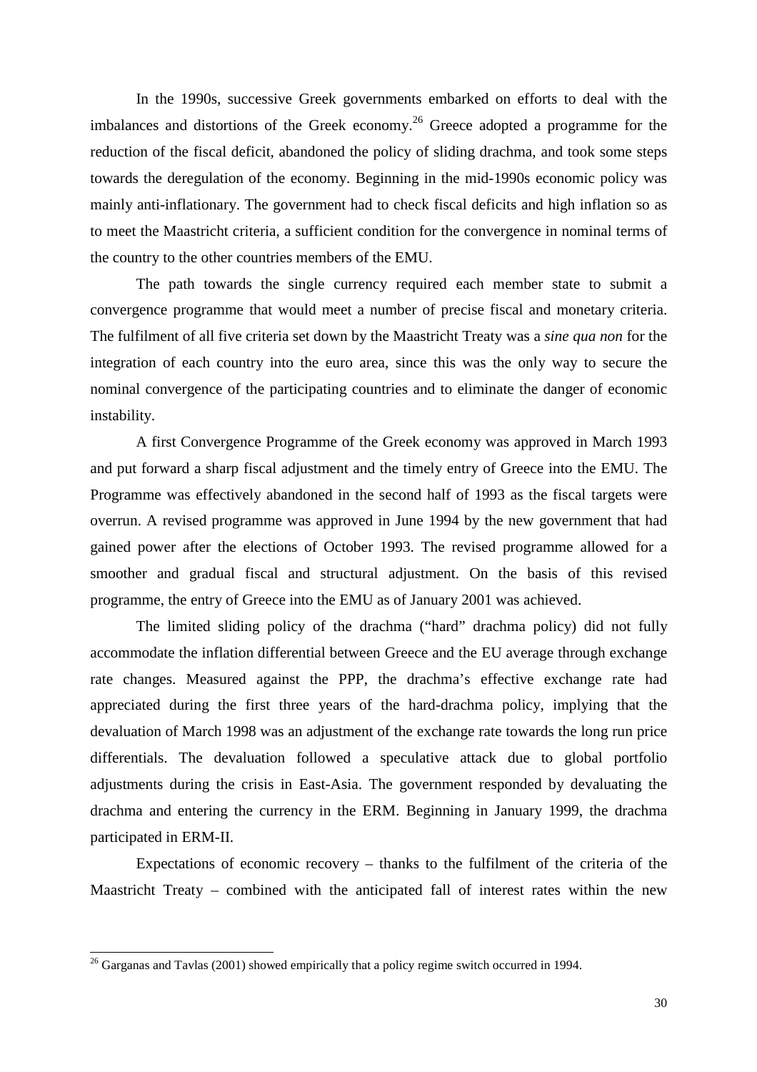In the 1990s, successive Greek governments embarked on efforts to deal with the imbalances and distortions of the Greek economy.[26] Greece adopted a programme for the reduction of the fiscal deficit, abandoned the policy of sliding drachma, and took some steps towards the deregulation of the economy. Beginning in the mid-1990s economic policy was mainly anti-inflationary. The government had to check fiscal deficits and high inflation so as to meet the Maastricht criteria, a sufficient condition for the convergence in nominal terms of the country to the other countries members of the EMU.

The path towards the single currency required each member state to submit a convergence programme that would meet a number of precise fiscal and monetary criteria. The fulfilment of all five criteria set down by the Maastricht Treaty was a *sine qua non* for the integration of each country into the euro area, since this was the only way to secure the nominal convergence of the participating countries and to eliminate the danger of economic instability.

A first Convergence Programme of the Greek economy was approved in March 1993 and put forward a sharp fiscal adjustment and the timely entry of Greece into the EMU. The Programme was effectively abandoned in the second half of 1993 as the fiscal targets were overrun. A revised programme was approved in June 1994 by the new government that had gained power after the elections of October 1993. The revised programme allowed for a smoother and gradual fiscal and structural adjustment. On the basis of this revised programme, the entry of Greece into the EMU as of January 2001 was achieved.

The limited sliding policy of the drachma ("hard" drachma policy) did not fully accommodate the inflation differential between Greece and the EU average through exchange rate changes. Measured against the PPP, the drachma's effective exchange rate had appreciated during the first three years of the hard-drachma policy, implying that the devaluation of March 1998 was an adjustment of the exchange rate towards the long run price differentials. The devaluation followed a speculative attack due to global portfolio adjustments during the crisis in East-Asia. The government responded by devaluating the drachma and entering the currency in the ERM. Beginning in January 1999, the drachma participated in ERM-II.

Expectations of economic recovery – thanks to the fulfilment of the criteria of the Maastricht Treaty – combined with the anticipated fall of interest rates within the new

[26] Garganas and Tavlas (2001) showed empirically that a policy regime switch occurred in 1994.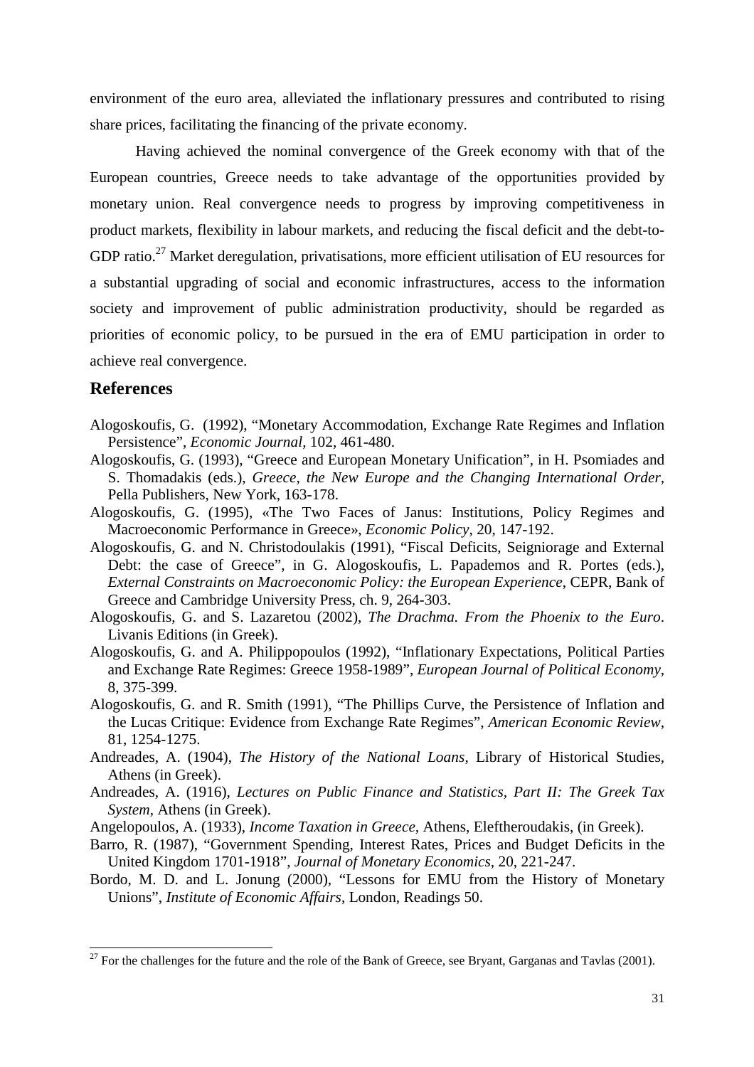environment of the euro area, alleviated the inflationary pressures and contributed to rising share prices, facilitating the financing of the private economy.

Having achieved the nominal convergence of the Greek economy with that of the European countries, Greece needs to take advantage of the opportunities provided by monetary union. Real convergence needs to progress by improving competitiveness in product markets, flexibility in labour markets, and reducing the fiscal deficit and the debt-to-GDP ratio.[27] Market deregulation, privatisations, more efficient utilisation of EU resources for a substantial upgrading of social and economic infrastructures, access to the information society and improvement of public administration productivity, should be regarded as priorities of economic policy, to be pursued in the era of EMU participation in order to achieve real convergence.

## References

Alogoskoufis, G. (1992), "Monetary Accommodation, Exchange Rate Regimes and Inflation Persistence", *Economic Journal*, 102, 461-480.

Alogoskoufis, G. (1993), "Greece and European Monetary Unification", in H. Psomiades and S. Thomadakis (eds.), *Greece, the New Europe and the Changing International Order*, Pella Publishers, New York, 163-178.

Alogoskoufis, G. (1995), «The Two Faces of Janus: Institutions, Policy Regimes and Macroeconomic Performance in Greece», *Economic Policy*, 20, 147-192.

Alogoskoufis, G. and N. Christodoulakis (1991), "Fiscal Deficits, Seigniorage and External Debt: the case of Greece", in G. Alogoskoufis, L. Papademos and R. Portes (eds.), *External Constraints on Macroeconomic Policy: the European Experience*, CEPR, Bank of Greece and Cambridge University Press, ch. 9, 264-303.

Alogoskoufis, G. and S. Lazaretou (2002), *The Drachma. From the Phoenix to the Euro*. Livanis Editions (in Greek).

Alogoskoufis, G. and A. Philippopoulos (1992), "Inflationary Expectations, Political Parties and Exchange Rate Regimes: Greece 1958-1989", *European Journal of Political Economy*, 8, 375-399.

Alogoskoufis, G. and R. Smith (1991), "The Phillips Curve, the Persistence of Inflation and the Lucas Critique: Evidence from Exchange Rate Regimes", *American Economic Review*, 81, 1254-1275.

Andreades, A. (1904), *The History of the National Loans*, Library of Historical Studies, Athens (in Greek).

Andreades, A. (1916), *Lectures on Public Finance and Statistics, Part II: The Greek Tax System*, Athens (in Greek).

Angelopoulos, A. (1933), *Income Taxation in Greece*, Athens, Eleftheroudakis, (in Greek).

Barro, R. (1987), "Government Spending, Interest Rates, Prices and Budget Deficits in the United Kingdom 1701-1918", *Journal of Monetary Economics*, 20, 221-247.

Bordo, M. D. and L. Jonung (2000), "Lessons for EMU from the History of Monetary Unions", *Institute of Economic Affairs*, London, Readings 50.

[27] For the challenges for the future and the role of the Bank of Greece, see Bryant, Garganas and Tavlas (2001).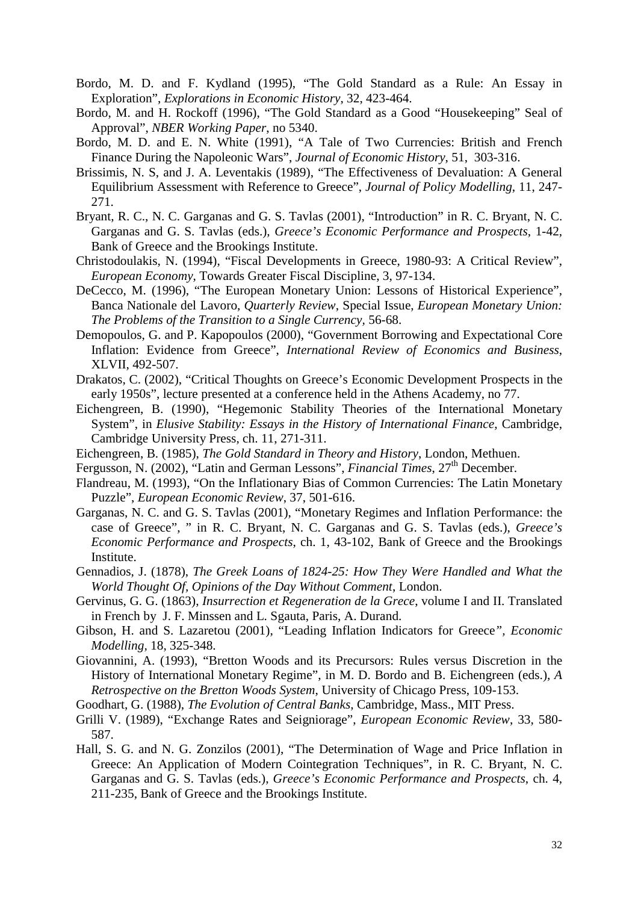Bordo, M. D. and F. Kydland (1995), "The Gold Standard as a Rule: An Essay in Exploration", *Explorations in Economic History*, 32, 423-464.

Bordo, M. and H. Rockoff (1996), "The Gold Standard as a Good "Housekeeping" Seal of Approval", *NBER Working Paper*, no 5340.

Bordo, M. D. and E. N. White (1991), "A Tale of Two Currencies: British and French Finance During the Napoleonic Wars", *Journal of Economic History*, 51, 303-316.

Brissimis, N. S, and J. A. Leventakis (1989), "The Effectiveness of Devaluation: A General Equilibrium Assessment with Reference to Greece", *Journal of Policy Modelling*, 11, 247-271.

Bryant, R. C., N. C. Garganas and G. S. Tavlas (2001), "Introduction" in R. C. Bryant, N. C. Garganas and G. S. Tavlas (eds.), *Greece's Economic Performance and Prospects*, 1-42, Bank of Greece and the Brookings Institute.

Christodoulakis, N. (1994), "Fiscal Developments in Greece, 1980-93: A Critical Review", *European Economy*, Towards Greater Fiscal Discipline, 3, 97-134.

DeCecco, M. (1996), "The European Monetary Union: Lessons of Historical Experience", Banca Nationale del Lavoro, *Quarterly Review*, Special Issue, *European Monetary Union: The Problems of the Transition to a Single Currency*, 56-68.

Demopoulos, G. and P. Kapopoulos (2000), "Government Borrowing and Expectational Core Inflation: Evidence from Greece", *International Review of Economics and Business*, XLVII, 492-507.

Drakatos, C. (2002), "Critical Thoughts on Greece's Economic Development Prospects in the early 1950s", lecture presented at a conference held in the Athens Academy, no 77.

Eichengreen, B. (1990), "Hegemonic Stability Theories of the International Monetary System", in *Elusive Stability: Essays in the History of International Finance*, Cambridge, Cambridge University Press, ch. 11, 271-311.

Eichengreen, B. (1985), *The Gold Standard in Theory and History*, London, Methuen.

Fergusson, N. (2002), "Latin and German Lessons", *Financial Times*, 27th December.

Flandreau, M. (1993), "On the Inflationary Bias of Common Currencies: The Latin Monetary Puzzle", *European Economic Review*, 37, 501-616.

Garganas, N. C. and G. S. Tavlas (2001), "Monetary Regimes and Inflation Performance: the case of Greece", " in R. C. Bryant, N. C. Garganas and G. S. Tavlas (eds.), *Greece's Economic Performance and Prospects*, ch. 1, 43-102, Bank of Greece and the Brookings Institute.

Gennadios, J. (1878), *The Greek Loans of 1824-25: How They Were Handled and What the World Thought Of, Opinions of the Day Without Comment*, London.

Gervinus, G. G. (1863), *Insurrection et Regeneration de la Grece*, volume I and II. Translated in French by J. F. Minssen and L. Sgauta, Paris, A. Durand.

Gibson, H. and S. Lazaretou (2001), "Leading Inflation Indicators for Greece", *Economic Modelling*, 18, 325-348.

Giovannini, A. (1993), "Bretton Woods and its Precursors: Rules versus Discretion in the History of International Monetary Regime", in M. D. Bordo and B. Eichengreen (eds.), *A Retrospective on the Bretton Woods System*, University of Chicago Press, 109-153.

Goodhart, G. (1988), *The Evolution of Central Banks*, Cambridge, Mass., MIT Press.

Grilli V. (1989), "Exchange Rates and Seigniorage", *European Economic Review*, 33, 580-587.

Hall, S. G. and N. G. Zonzilos (2001), "The Determination of Wage and Price Inflation in Greece: An Application of Modern Cointegration Techniques", in R. C. Bryant, N. C. Garganas and G. S. Tavlas (eds.), *Greece's Economic Performance and Prospects*, ch. 4, 211-235, Bank of Greece and the Brookings Institute.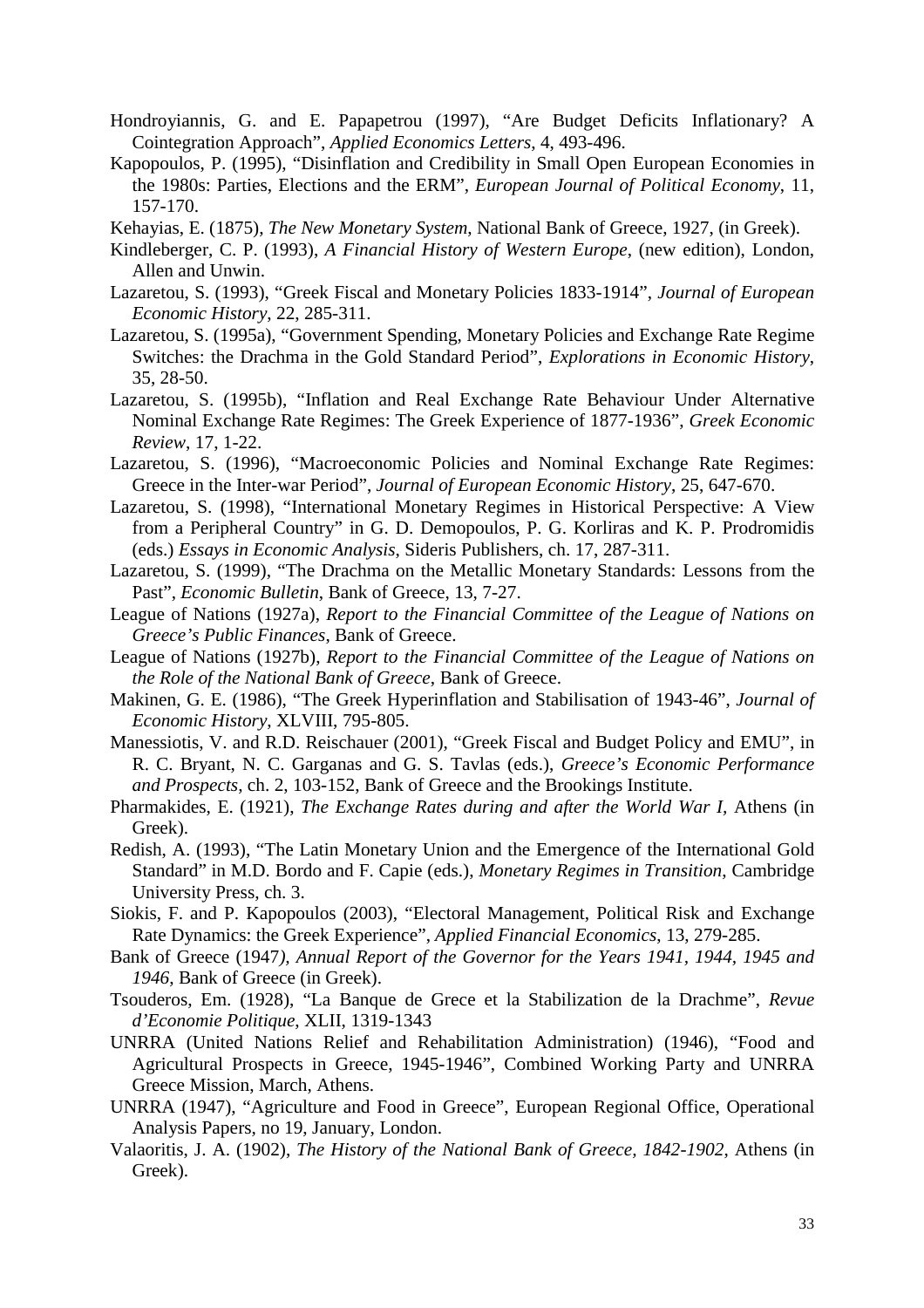Hondroyiannis, G. and E. Papapetrou (1997), "Are Budget Deficits Inflationary? A Cointegration Approach", *Applied Economics Letters*, 4, 493-496.

Kapopoulos, P. (1995), "Disinflation and Credibility in Small Open European Economies in the 1980s: Parties, Elections and the ERM", *European Journal of Political Economy*, 11, 157-170.

Kehayias, E. (1875), *The New Monetary System*, National Bank of Greece, 1927, (in Greek).

Kindleberger, C. P. (1993), *A Financial History of Western Europe*, (new edition), London, Allen and Unwin.

Lazaretou, S. (1993), "Greek Fiscal and Monetary Policies 1833-1914", *Journal of European Economic History*, 22, 285-311.

Lazaretou, S. (1995a), "Government Spending, Monetary Policies and Exchange Rate Regime Switches: the Drachma in the Gold Standard Period", *Explorations in Economic History*, 35, 28-50.

Lazaretou, S. (1995b), "Inflation and Real Exchange Rate Behaviour Under Alternative Nominal Exchange Rate Regimes: The Greek Experience of 1877-1936", *Greek Economic Review*, 17, 1-22.

Lazaretou, S. (1996), "Macroeconomic Policies and Nominal Exchange Rate Regimes: Greece in the Inter-war Period", *Journal of European Economic History*, 25, 647-670.

Lazaretou, S. (1998), "International Monetary Regimes in Historical Perspective: A View from a Peripheral Country" in G. D. Demopoulos, P. G. Korliras and K. P. Prodromidis (eds.) *Essays in Economic Analysis*, Sideris Publishers, ch. 17, 287-311.

Lazaretou, S. (1999), "The Drachma on the Metallic Monetary Standards: Lessons from the Past", *Economic Bulletin*, Bank of Greece, 13, 7-27.

League of Nations (1927a), *Report to the Financial Committee of the League of Nations on Greece's Public Finances*, Bank of Greece.

League of Nations (1927b), *Report to the Financial Committee of the League of Nations on the Role of the National Bank of Greece*, Bank of Greece.

Makinen, G. E. (1986), "The Greek Hyperinflation and Stabilisation of 1943-46", *Journal of Economic History*, XLVIII, 795-805.

Manessiotis, V. and R.D. Reischauer (2001), "Greek Fiscal and Budget Policy and EMU", in R. C. Bryant, N. C. Garganas and G. S. Tavlas (eds.), *Greece's Economic Performance and Prospects*, ch. 2, 103-152, Bank of Greece and the Brookings Institute.

Pharmakides, E. (1921), *The Exchange Rates during and after the World War I*, Athens (in Greek).

Redish, A. (1993), "The Latin Monetary Union and the Emergence of the International Gold Standard" in M.D. Bordo and F. Capie (eds.), *Monetary Regimes in Transition*, Cambridge University Press, ch. 3.

Siokis, F. and P. Kapopoulos (2003), "Electoral Management, Political Risk and Exchange Rate Dynamics: the Greek Experience", *Applied Financial Economics*, 13, 279-285.

Bank of Greece (1947), *Annual Report of the Governor for the Years 1941, 1944, 1945 and 1946*, Bank of Greece (in Greek).

Tsouderos, Em. (1928), "La Banque de Grece et la Stabilization de la Drachme", *Revue d'Economie Politique*, XLII, 1319-1343

UNRRA (United Nations Relief and Rehabilitation Administration) (1946), "Food and Agricultural Prospects in Greece, 1945-1946", Combined Working Party and UNRRA Greece Mission, March, Athens.

UNRRA (1947), "Agriculture and Food in Greece", European Regional Office, Operational Analysis Papers, no 19, January, London.

Valaoritis, J. A. (1902), *The History of the National Bank of Greece, 1842-1902*, Athens (in Greek).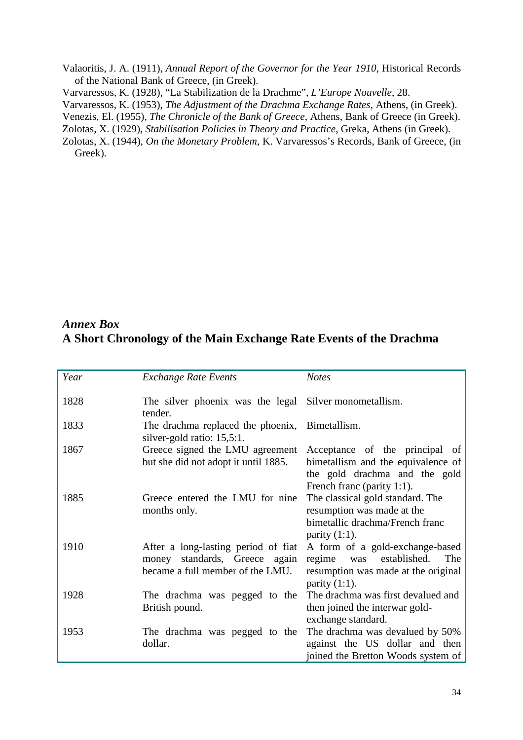Valaoritis, J. A. (1911), *Annual Report of the Governor for the Year 1910*, Historical Records of the National Bank of Greece, (in Greek).

Varvaressos, K. (1928), "La Stabilization de la Drachme", *L'Europe Nouvelle*, 28.

Varvaressos, K. (1953), *The Adjustment of the Drachma Exchange Rates*, Athens, (in Greek).

Venezis, El. (1955), *The Chronicle of the Bank of Greece*, Athens, Bank of Greece (in Greek).

Zolotas, X. (1929), *Stabilisation Policies in Theory and Practice*, Greka, Athens (in Greek).

Zolotas, X. (1944), *On the Monetary Problem*, K. Varvaressos's Records, Bank of Greece, (in Greek).

## *Annex Box*
## A Short Chronology of the Main Exchange Rate Events of the Drachma

| *Year* | *Exchange Rate Events* | *Notes* |
|---|---|---|
| 1828 | The silver phoenix was the legal tender. | Silver monometallism. |
| 1833 | The drachma replaced the phoenix, silver-gold ratio: 15,5:1. | Bimetallism. |
| 1867 | Greece signed the LMU agreement but she did not adopt it until 1885. | Acceptance of the principal of bimetallism and the equivalence of the gold drachma and the gold French franc (parity 1:1). |
| 1885 | Greece entered the LMU for nine months only. | The classical gold standard. The resumption was made at the bimetallic drachma/French franc parity (1:1). |
| 1910 | After a long-lasting period of fiat money standards, Greece again became a full member of the LMU. | A form of a gold-exchange-based regime was established. The resumption was made at the original parity (1:1). |
| 1928 | The drachma was pegged to the British pound. | The drachma was first devalued and then joined the interwar gold-exchange standard. |
| 1953 | The drachma was pegged to the dollar. | The drachma was devalued by 50% against the US dollar and then joined the Bretton Woods system of |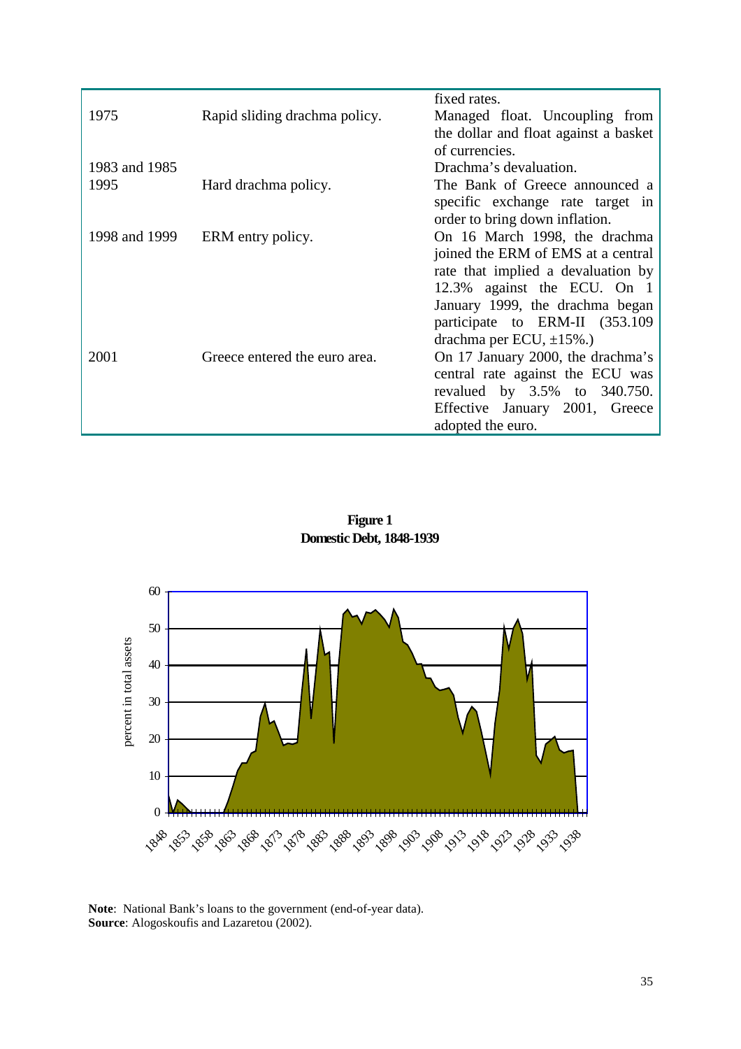| | | |
|---|---|---|
| | | fixed rates. |
| 1975 | Rapid sliding drachma policy. | Managed float. Uncoupling from the dollar and float against a basket of currencies. |
| 1983 and 1985 | | Drachma's devaluation. |
| 1995 | Hard drachma policy. | The Bank of Greece announced a specific exchange rate target in order to bring down inflation. |
| 1998 and 1999 | ERM entry policy. | On 16 March 1998, the drachma joined the ERM of EMS at a central rate that implied a devaluation by 12.3% against the ECU. On 1 January 1999, the drachma began participate to ERM-II (353.109 drachma per ECU, ±15%.) |
| 2001 | Greece entered the euro area. | On 17 January 2000, the drachma's central rate against the ECU was revalued by 3.5% to 340.750. Effective January 2001, Greece adopted the euro. |

**Figure 1**
**Domestic Debt, 1848-1939**

**Note**: National Bank's loans to the government (end-of-year data).
**Source**: Alogoskoufis and Lazaretou (2002).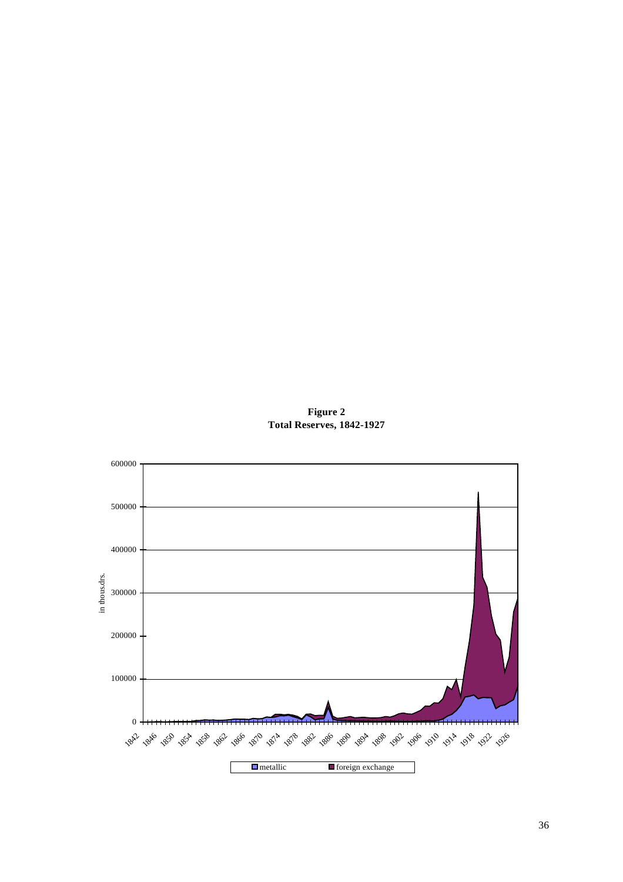**Figure 2**
**Total Reserves, 1842-1927**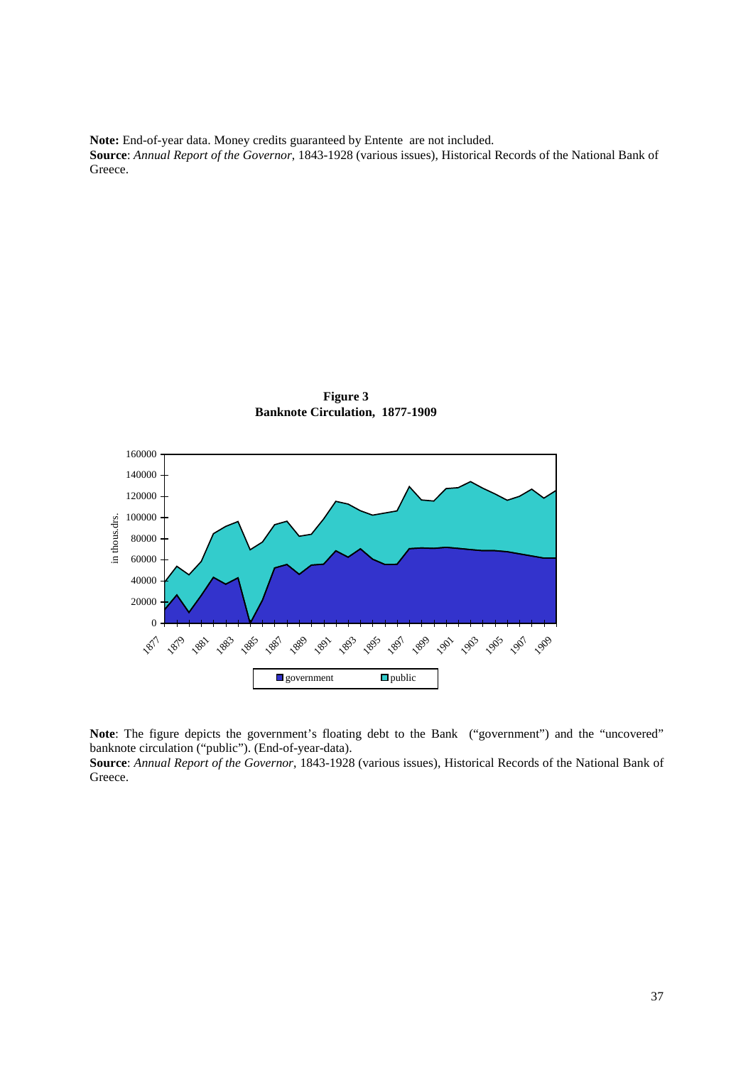**Note:** End-of-year data. Money credits guaranteed by Entente are not included.
**Source**: *Annual Report of the Governor*, 1843-1928 (various issues), Historical Records of the National Bank of Greece.

**Figure 3**
**Banknote Circulation, 1877-1909**

**Note**: The figure depicts the government's floating debt to the Bank ("government") and the "uncovered" banknote circulation ("public"). (End-of-year-data).
**Source**: *Annual Report of the Governor*, 1843-1928 (various issues), Historical Records of the National Bank of Greece.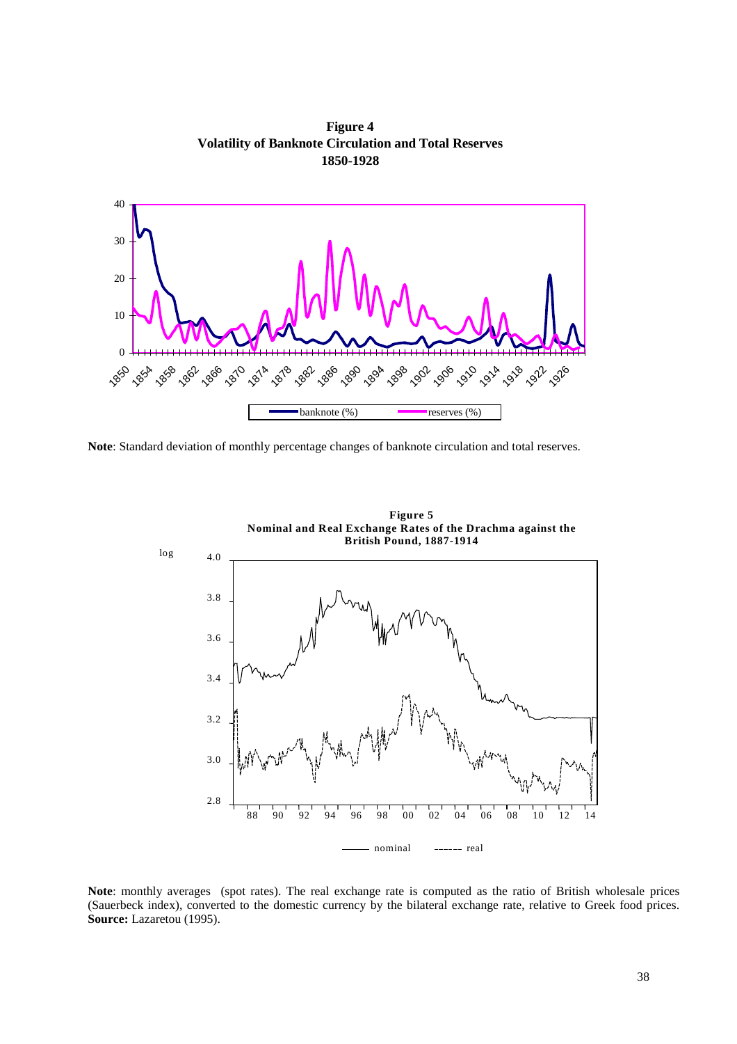**Figure 4**
**Volatility of Banknote Circulation and Total Reserves**
**1850-1928**

**Note**: Standard deviation of monthly percentage changes of banknote circulation and total reserves.

**Figure 5**
**Nominal and Real Exchange Rates of the Drachma against the British Pound, 1887-1914**

**Note**: monthly averages (spot rates). The real exchange rate is computed as the ratio of British wholesale prices (Sauerbeck index), converted to the domestic currency by the bilateral exchange rate, relative to Greek food prices.
**Source:** Lazaretou (1995).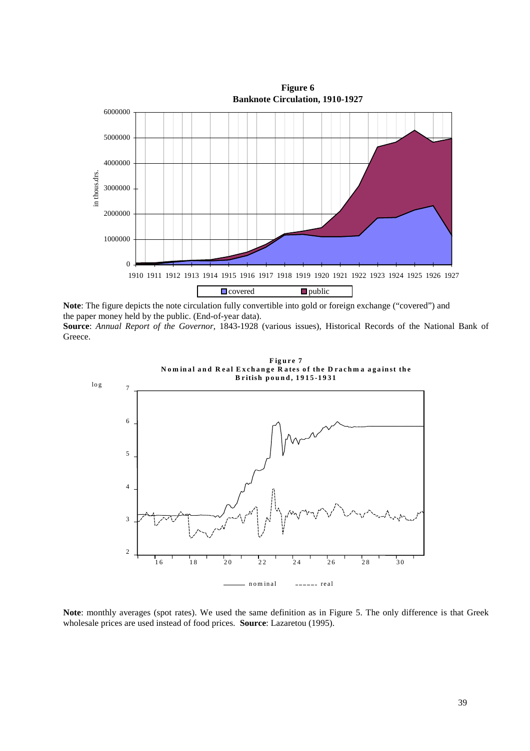**Figure 6**
**Banknote Circulation, 1910-1927**

**Note**: The figure depicts the note circulation fully convertible into gold or foreign exchange ("covered") and the paper money held by the public. (End-of-year data).
**Source**: *Annual Report of the Governor*, 1843-1928 (various issues), Historical Records of the National Bank of Greece.

**Figure 7**
**Nominal and Real Exchange Rates of the Drachma against the British pound, 1915-1931**

**Note**: monthly averages (spot rates). We used the same definition as in Figure 5. The only difference is that Greek wholesale prices are used instead of food prices. **Source**: Lazaretou (1995).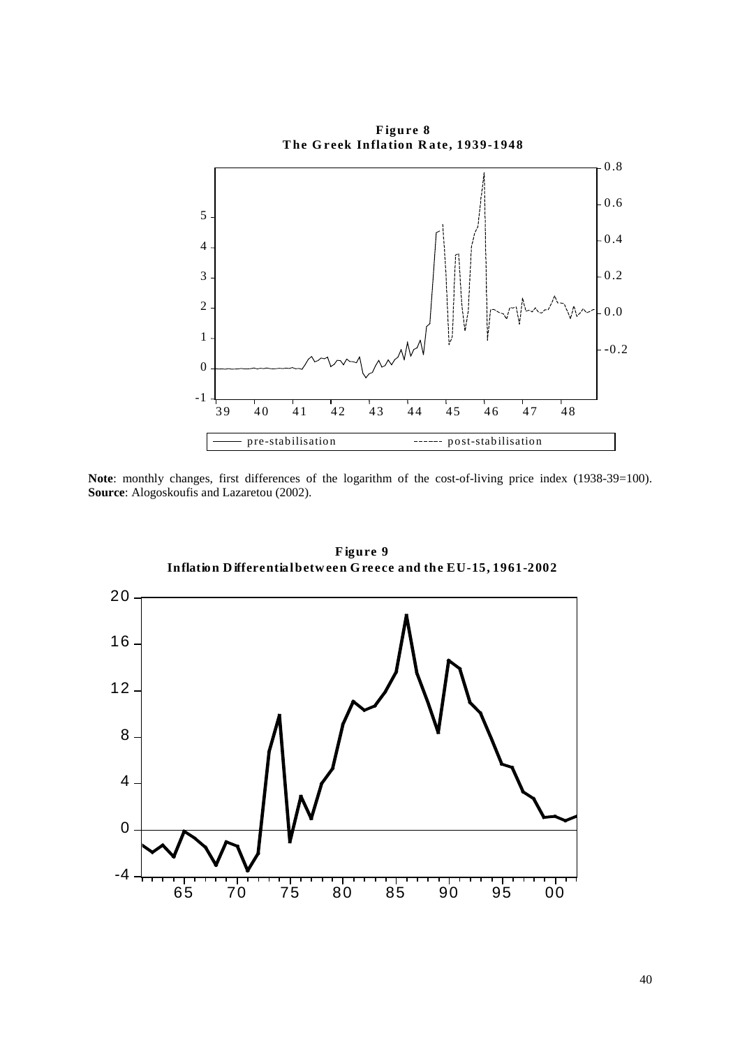**Figure 8**
**The Greek Inflation Rate, 1939-1948**

**Note**: monthly changes, first differences of the logarithm of the cost-of-living price index (1938-39=100).
**Source**: Alogoskoufis and Lazaretou (2002).

**Figure 9**
**Inflation Differential between Greece and the EU-15, 1961-2002**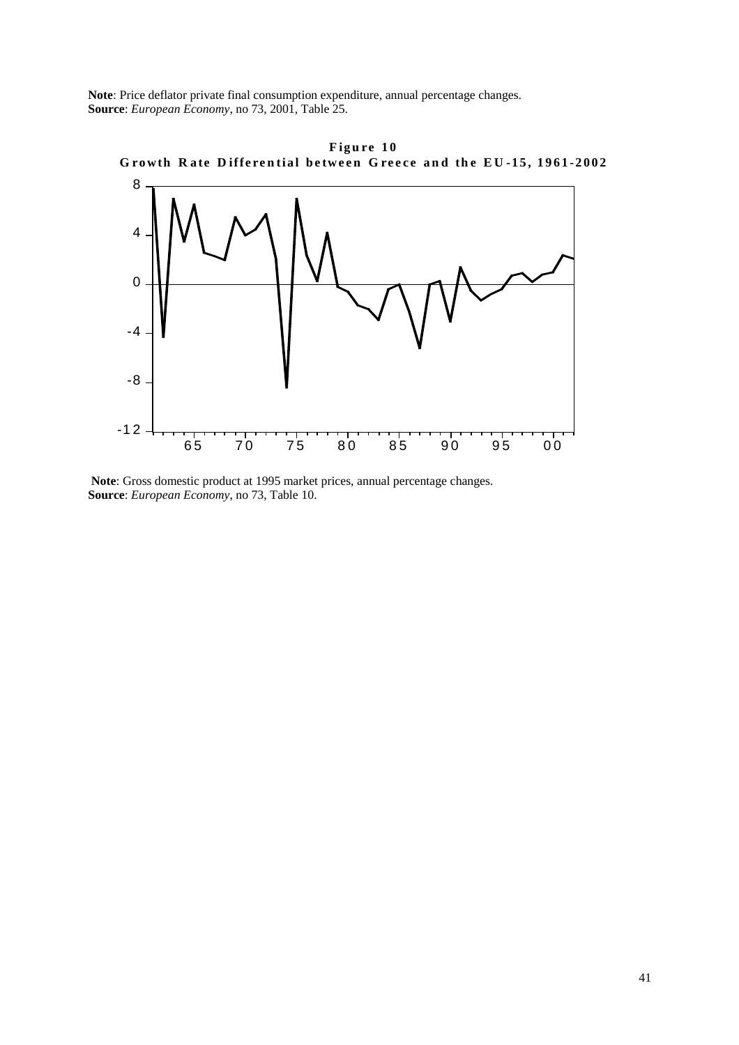**Note**: Price deflator private final consumption expenditure, annual percentage changes.
**Source**: *European Economy*, no 73, 2001, Table 25.

**Figure 10**
**Growth Rate Differential between Greece and the EU-15, 1961-2002**

8
4
0
-4
-8
-12
65 70 75 80 85 90 95 00

**Note**: Gross domestic product at 1995 market prices, annual percentage changes.
**Source**: *European Economy*, no 73, Table 10.